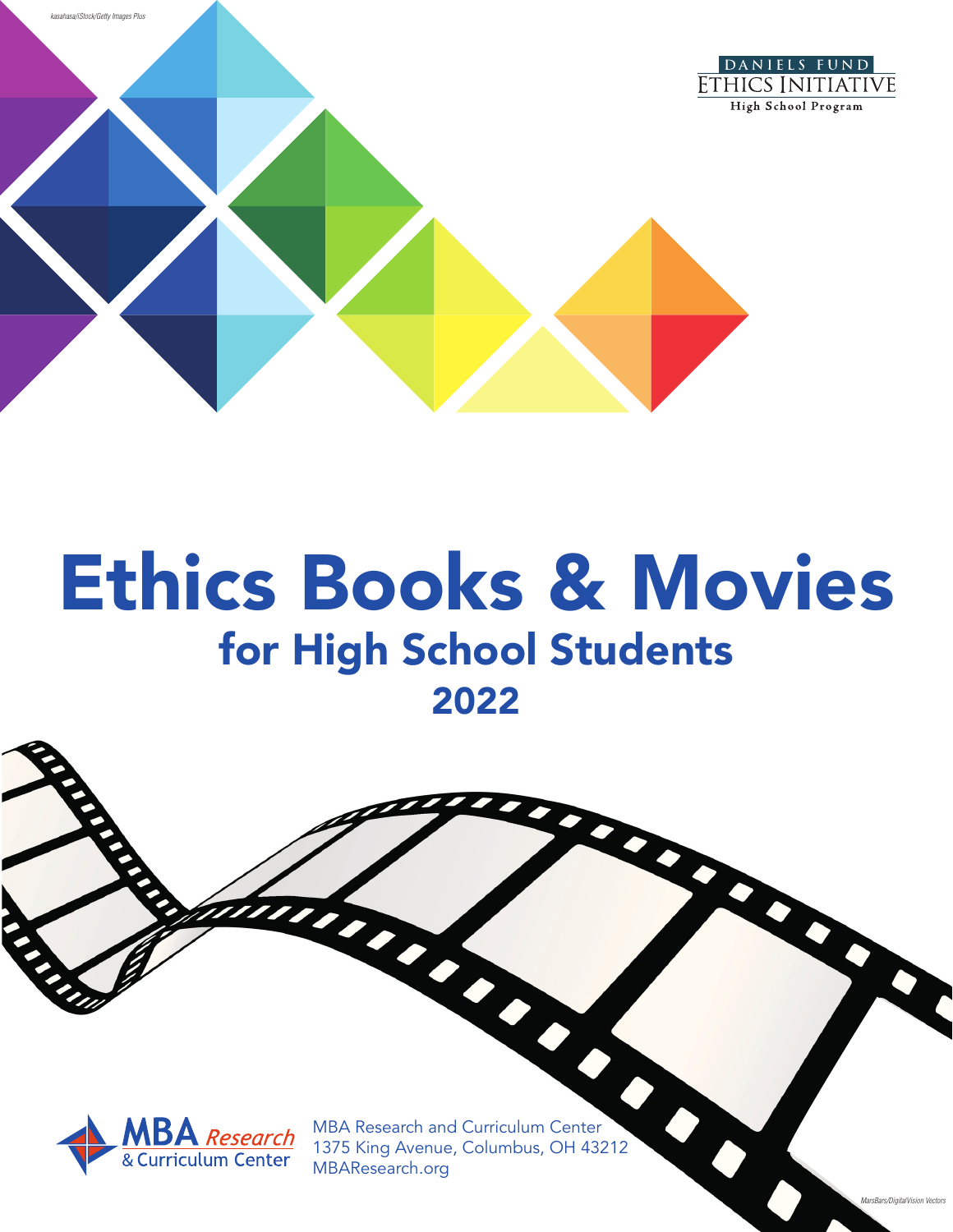kasahasa/iStock/Getty Images Plus

DANIELS FUND
ETHICS INITIATIVE
High School Program

# Ethics Books & Movies

## for High School Students

## 2022

MBA Research & Curriculum Center

MBA Research and Curriculum Center
1375 King Avenue, Columbus, OH 43212
MBAResearch.org

MarsBars/DigitalVision Vectors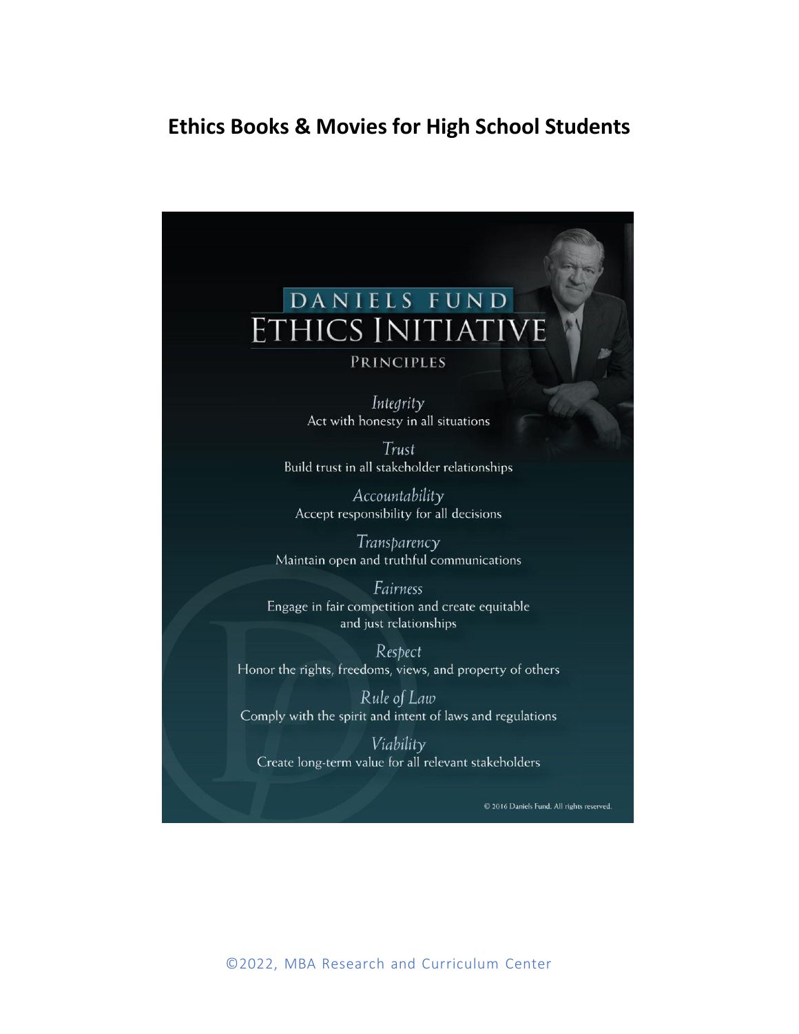# Ethics Books & Movies for High School Students

DANIELS FUND

ETHICS INITIATIVE

PRINCIPLES

*Integrity*
Act with honesty in all situations

*Trust*
Build trust in all stakeholder relationships

*Accountability*
Accept responsibility for all decisions

*Transparency*
Maintain open and truthful communications

*Fairness*
Engage in fair competition and create equitable and just relationships

*Respect*
Honor the rights, freedoms, views, and property of others

*Rule of Law*
Comply with the spirit and intent of laws and regulations

*Viability*
Create long-term value for all relevant stakeholders

© 2016 Daniels Fund. All rights reserved.

©2022, MBA Research and Curriculum Center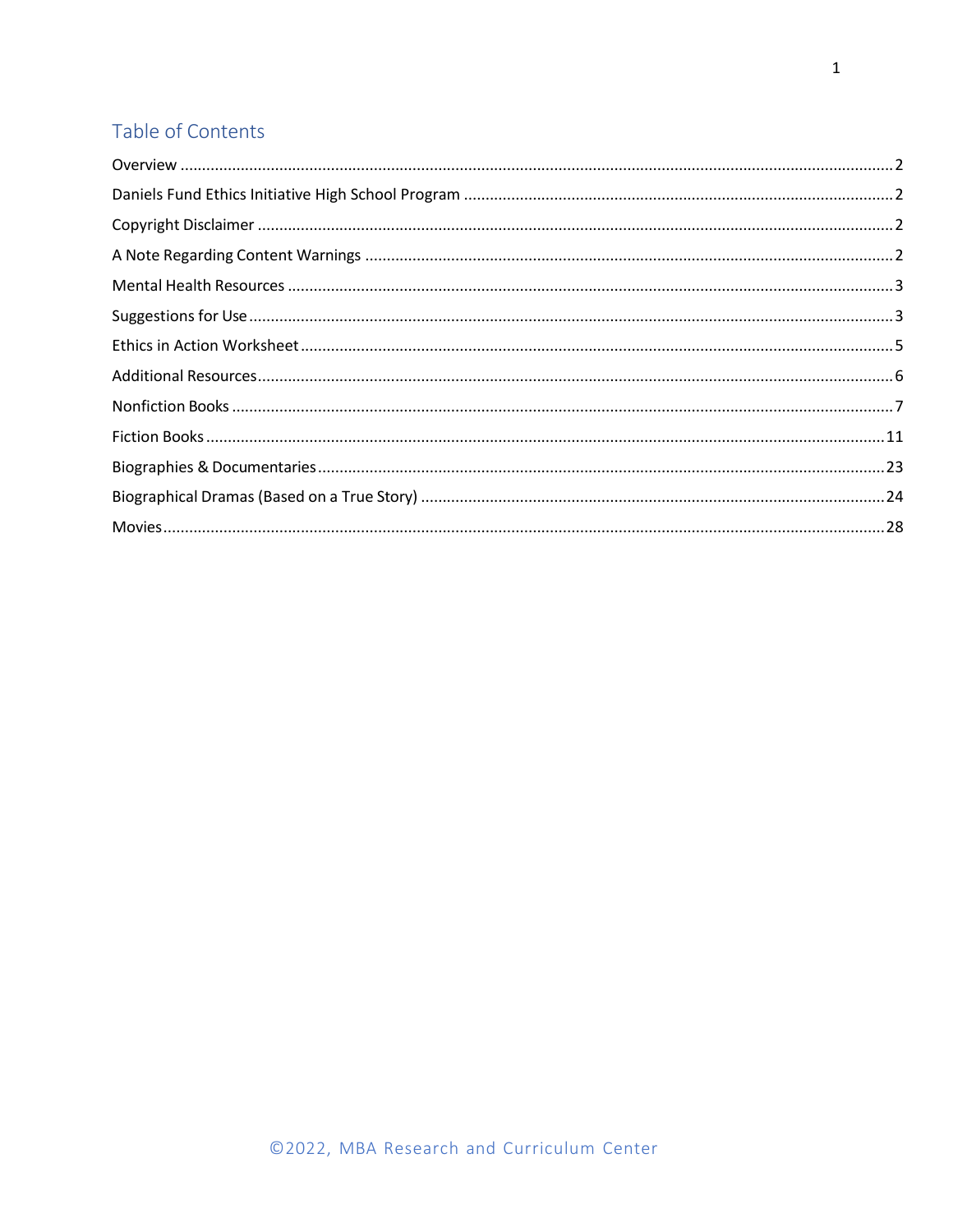## Table of Contents

| | |
|---|---|
| Overview | 2 |
| Daniels Fund Ethics Initiative High School Program | 2 |
| Copyright Disclaimer | 2 |
| A Note Regarding Content Warnings | 2 |
| Mental Health Resources | 3 |
| Suggestions for Use | 3 |
| Ethics in Action Worksheet | 5 |
| Additional Resources | 6 |
| Nonfiction Books | 7 |
| Fiction Books | 11 |
| Biographies & Documentaries | 23 |
| Biographical Dramas (Based on a True Story) | 24 |
| Movies | 28 |

©2022, MBA Research and Curriculum Center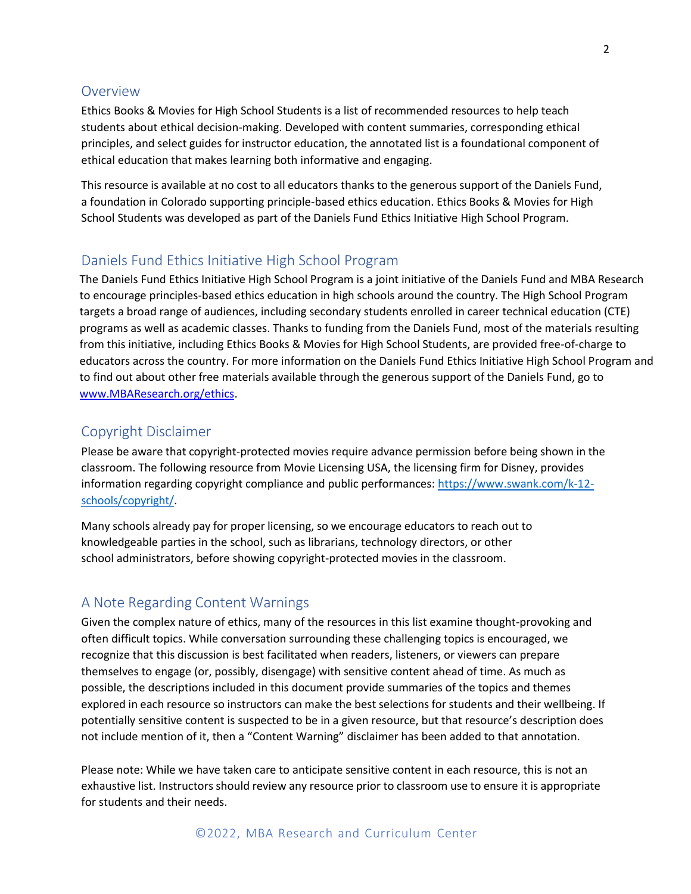## Overview

Ethics Books & Movies for High School Students is a list of recommended resources to help teach students about ethical decision-making. Developed with content summaries, corresponding ethical principles, and select guides for instructor education, the annotated list is a foundational component of ethical education that makes learning both informative and engaging.

This resource is available at no cost to all educators thanks to the generous support of the Daniels Fund, a foundation in Colorado supporting principle-based ethics education. Ethics Books & Movies for High School Students was developed as part of the Daniels Fund Ethics Initiative High School Program.

## Daniels Fund Ethics Initiative High School Program

The Daniels Fund Ethics Initiative High School Program is a joint initiative of the Daniels Fund and MBA Research to encourage principles-based ethics education in high schools around the country. The High School Program targets a broad range of audiences, including secondary students enrolled in career technical education (CTE) programs as well as academic classes. Thanks to funding from the Daniels Fund, most of the materials resulting from this initiative, including Ethics Books & Movies for High School Students, are provided free-of-charge to educators across the country. For more information on the Daniels Fund Ethics Initiative High School Program and to find out about other free materials available through the generous support of the Daniels Fund, go to www.MBAResearch.org/ethics.

## Copyright Disclaimer

Please be aware that copyright-protected movies require advance permission before being shown in the classroom. The following resource from Movie Licensing USA, the licensing firm for Disney, provides information regarding copyright compliance and public performances: https://www.swank.com/k-12-schools/copyright/.

Many schools already pay for proper licensing, so we encourage educators to reach out to knowledgeable parties in the school, such as librarians, technology directors, or other school administrators, before showing copyright-protected movies in the classroom.

## A Note Regarding Content Warnings

Given the complex nature of ethics, many of the resources in this list examine thought-provoking and often difficult topics. While conversation surrounding these challenging topics is encouraged, we recognize that this discussion is best facilitated when readers, listeners, or viewers can prepare themselves to engage (or, possibly, disengage) with sensitive content ahead of time. As much as possible, the descriptions included in this document provide summaries of the topics and themes explored in each resource so instructors can make the best selections for students and their wellbeing. If potentially sensitive content is suspected to be in a given resource, but that resource's description does not include mention of it, then a "Content Warning" disclaimer has been added to that annotation.

Please note: While we have taken care to anticipate sensitive content in each resource, this is not an exhaustive list. Instructors should review any resource prior to classroom use to ensure it is appropriate for students and their needs.

©2022, MBA Research and Curriculum Center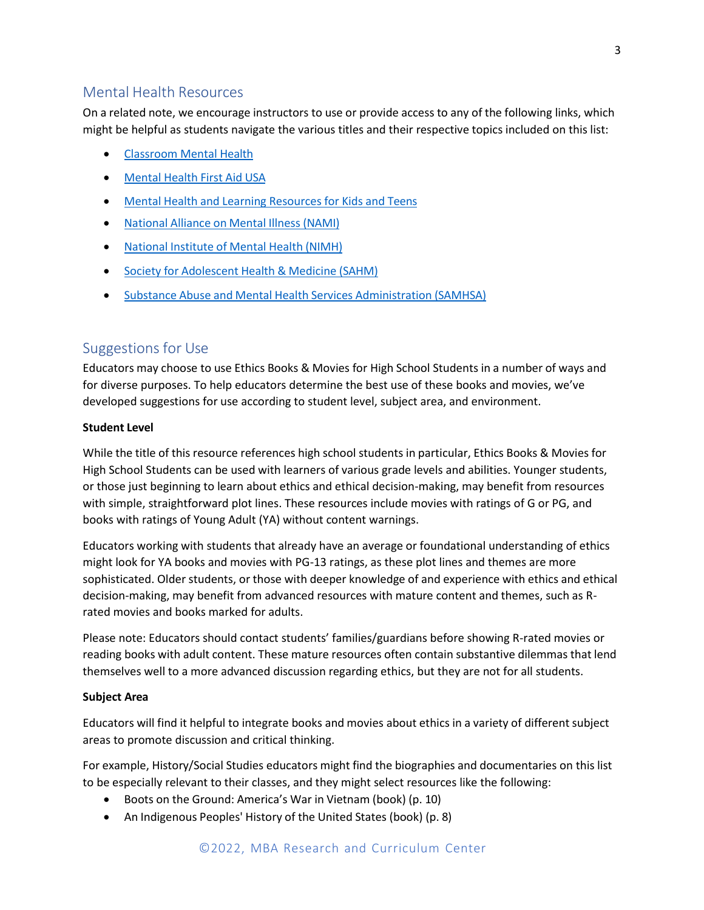## Mental Health Resources

On a related note, we encourage instructors to use or provide access to any of the following links, which might be helpful as students navigate the various titles and their respective topics included on this list:

- Classroom Mental Health
- Mental Health First Aid USA
- Mental Health and Learning Resources for Kids and Teens
- National Alliance on Mental Illness (NAMI)
- National Institute of Mental Health (NIMH)
- Society for Adolescent Health & Medicine (SAHM)
- Substance Abuse and Mental Health Services Administration (SAMHSA)

## Suggestions for Use

Educators may choose to use Ethics Books & Movies for High School Students in a number of ways and for diverse purposes. To help educators determine the best use of these books and movies, we've developed suggestions for use according to student level, subject area, and environment.

**Student Level**

While the title of this resource references high school students in particular, Ethics Books & Movies for High School Students can be used with learners of various grade levels and abilities. Younger students, or those just beginning to learn about ethics and ethical decision-making, may benefit from resources with simple, straightforward plot lines. These resources include movies with ratings of G or PG, and books with ratings of Young Adult (YA) without content warnings.

Educators working with students that already have an average or foundational understanding of ethics might look for YA books and movies with PG-13 ratings, as these plot lines and themes are more sophisticated. Older students, or those with deeper knowledge of and experience with ethics and ethical decision-making, may benefit from advanced resources with mature content and themes, such as R-rated movies and books marked for adults.

Please note: Educators should contact students' families/guardians before showing R-rated movies or reading books with adult content. These mature resources often contain substantive dilemmas that lend themselves well to a more advanced discussion regarding ethics, but they are not for all students.

**Subject Area**

Educators will find it helpful to integrate books and movies about ethics in a variety of different subject areas to promote discussion and critical thinking.

For example, History/Social Studies educators might find the biographies and documentaries on this list to be especially relevant to their classes, and they might select resources like the following:

- Boots on the Ground: America's War in Vietnam (book) (p. 10)
- An Indigenous Peoples' History of the United States (book) (p. 8)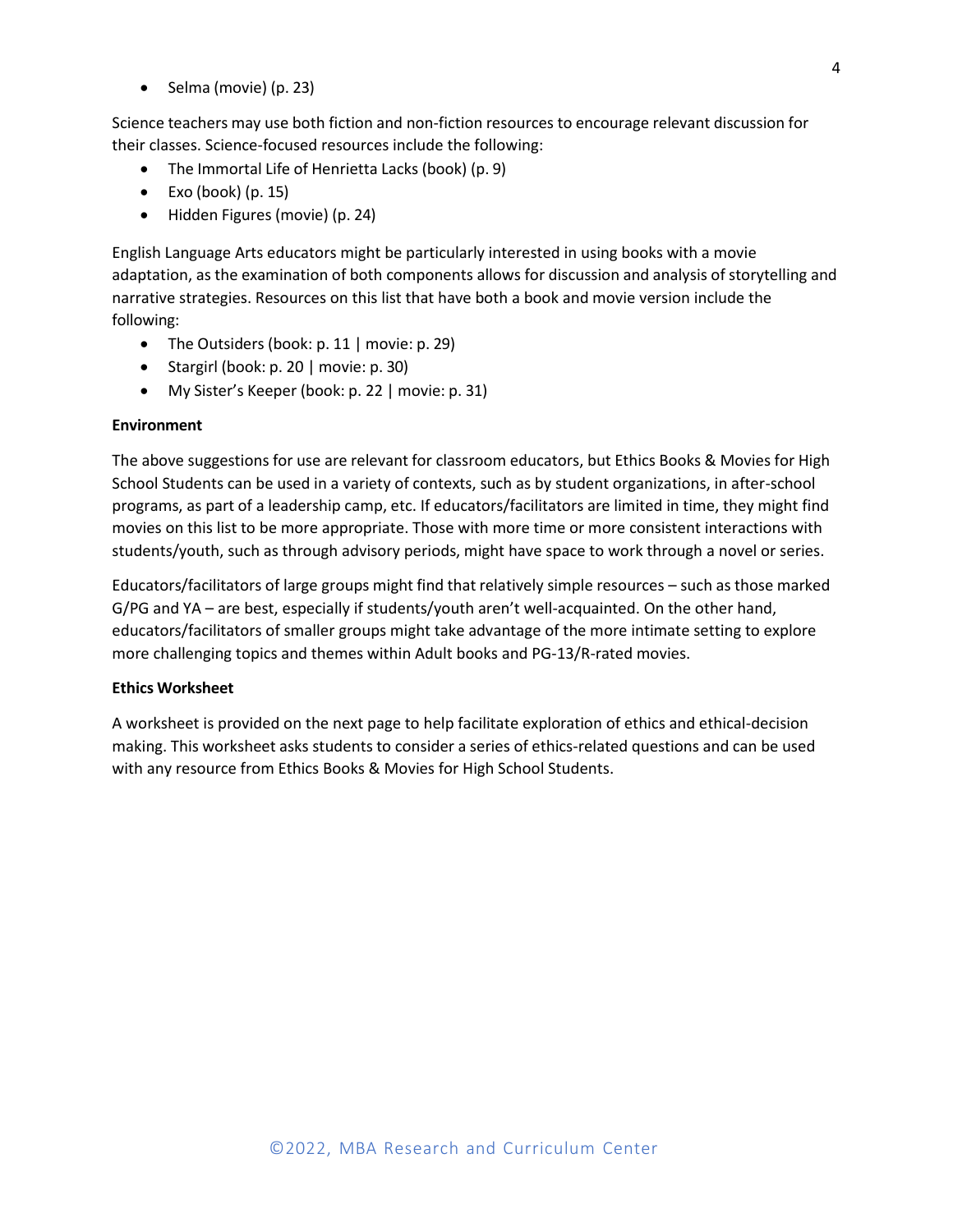- Selma (movie) (p. 23)

Science teachers may use both fiction and non-fiction resources to encourage relevant discussion for their classes. Science-focused resources include the following:

- The Immortal Life of Henrietta Lacks (book) (p. 9)
- Exo (book) (p. 15)
- Hidden Figures (movie) (p. 24)

English Language Arts educators might be particularly interested in using books with a movie adaptation, as the examination of both components allows for discussion and analysis of storytelling and narrative strategies. Resources on this list that have both a book and movie version include the following:

- The Outsiders (book: p. 11 | movie: p. 29)
- Stargirl (book: p. 20 | movie: p. 30)
- My Sister's Keeper (book: p. 22 | movie: p. 31)

**Environment**

The above suggestions for use are relevant for classroom educators, but Ethics Books & Movies for High School Students can be used in a variety of contexts, such as by student organizations, in after-school programs, as part of a leadership camp, etc. If educators/facilitators are limited in time, they might find movies on this list to be more appropriate. Those with more time or more consistent interactions with students/youth, such as through advisory periods, might have space to work through a novel or series.

Educators/facilitators of large groups might find that relatively simple resources – such as those marked G/PG and YA – are best, especially if students/youth aren't well-acquainted. On the other hand, educators/facilitators of smaller groups might take advantage of the more intimate setting to explore more challenging topics and themes within Adult books and PG-13/R-rated movies.

**Ethics Worksheet**

A worksheet is provided on the next page to help facilitate exploration of ethics and ethical-decision making. This worksheet asks students to consider a series of ethics-related questions and can be used with any resource from Ethics Books & Movies for High School Students.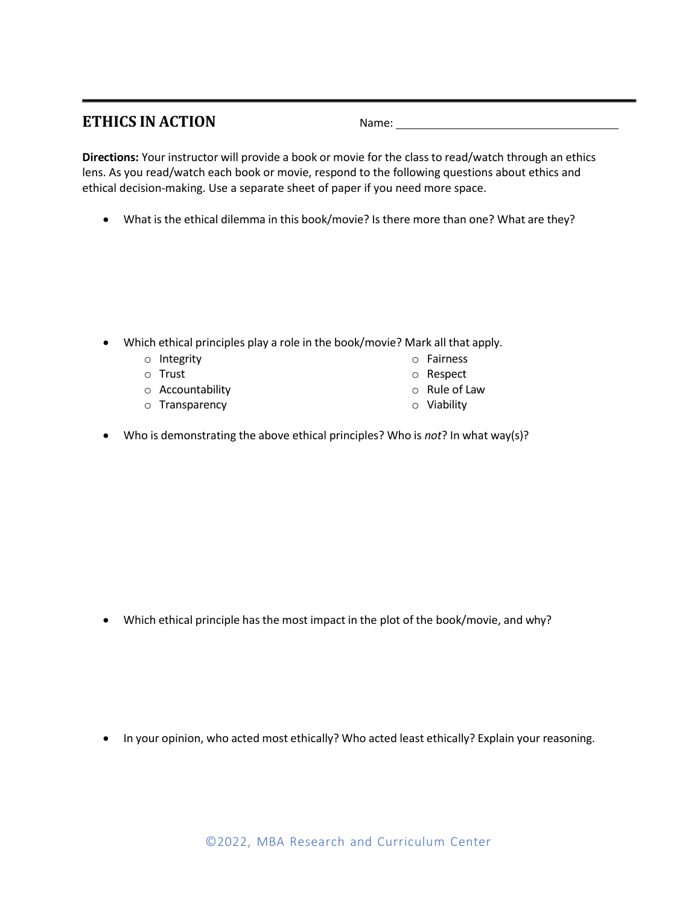## ETHICS IN ACTION

Name: ____________________________________

**Directions:** Your instructor will provide a book or movie for the class to read/watch through an ethics lens. As you read/watch each book or movie, respond to the following questions about ethics and ethical decision-making. Use a separate sheet of paper if you need more space.

- What is the ethical dilemma in this book/movie? Is there more than one? What are they?

- Which ethical principles play a role in the book/movie? Mark all that apply.
  - Integrity
  - Trust
  - Accountability
  - Transparency
  - Fairness
  - Respect
  - Rule of Law
  - Viability

- Who is demonstrating the above ethical principles? Who is *not*? In what way(s)?

- Which ethical principle has the most impact in the plot of the book/movie, and why?

- In your opinion, who acted most ethically? Who acted least ethically? Explain your reasoning.

©2022, MBA Research and Curriculum Center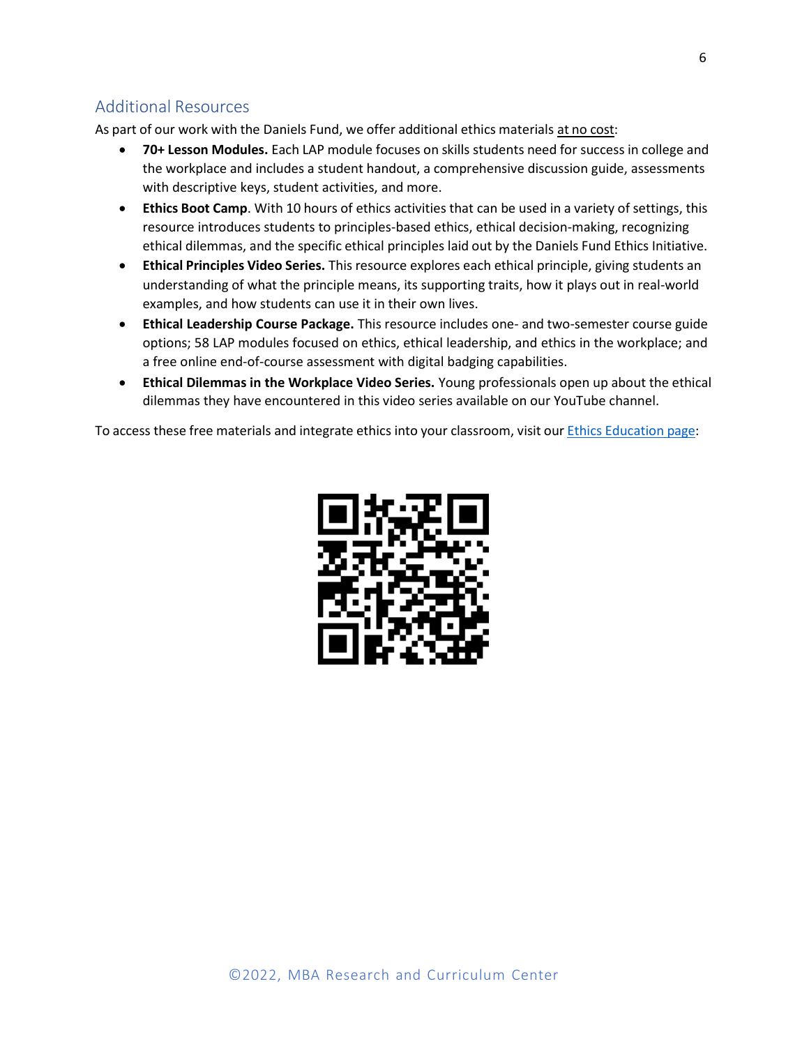## Additional Resources

As part of our work with the Daniels Fund, we offer additional ethics materials at no cost:

- **70+ Lesson Modules.** Each LAP module focuses on skills students need for success in college and the workplace and includes a student handout, a comprehensive discussion guide, assessments with descriptive keys, student activities, and more.
- **Ethics Boot Camp**. With 10 hours of ethics activities that can be used in a variety of settings, this resource introduces students to principles-based ethics, ethical decision-making, recognizing ethical dilemmas, and the specific ethical principles laid out by the Daniels Fund Ethics Initiative.
- **Ethical Principles Video Series.** This resource explores each ethical principle, giving students an understanding of what the principle means, its supporting traits, how it plays out in real-world examples, and how students can use it in their own lives.
- **Ethical Leadership Course Package.** This resource includes one- and two-semester course guide options; 58 LAP modules focused on ethics, ethical leadership, and ethics in the workplace; and a free online end-of-course assessment with digital badging capabilities.
- **Ethical Dilemmas in the Workplace Video Series.** Young professionals open up about the ethical dilemmas they have encountered in this video series available on our YouTube channel.

To access these free materials and integrate ethics into your classroom, visit our Ethics Education page: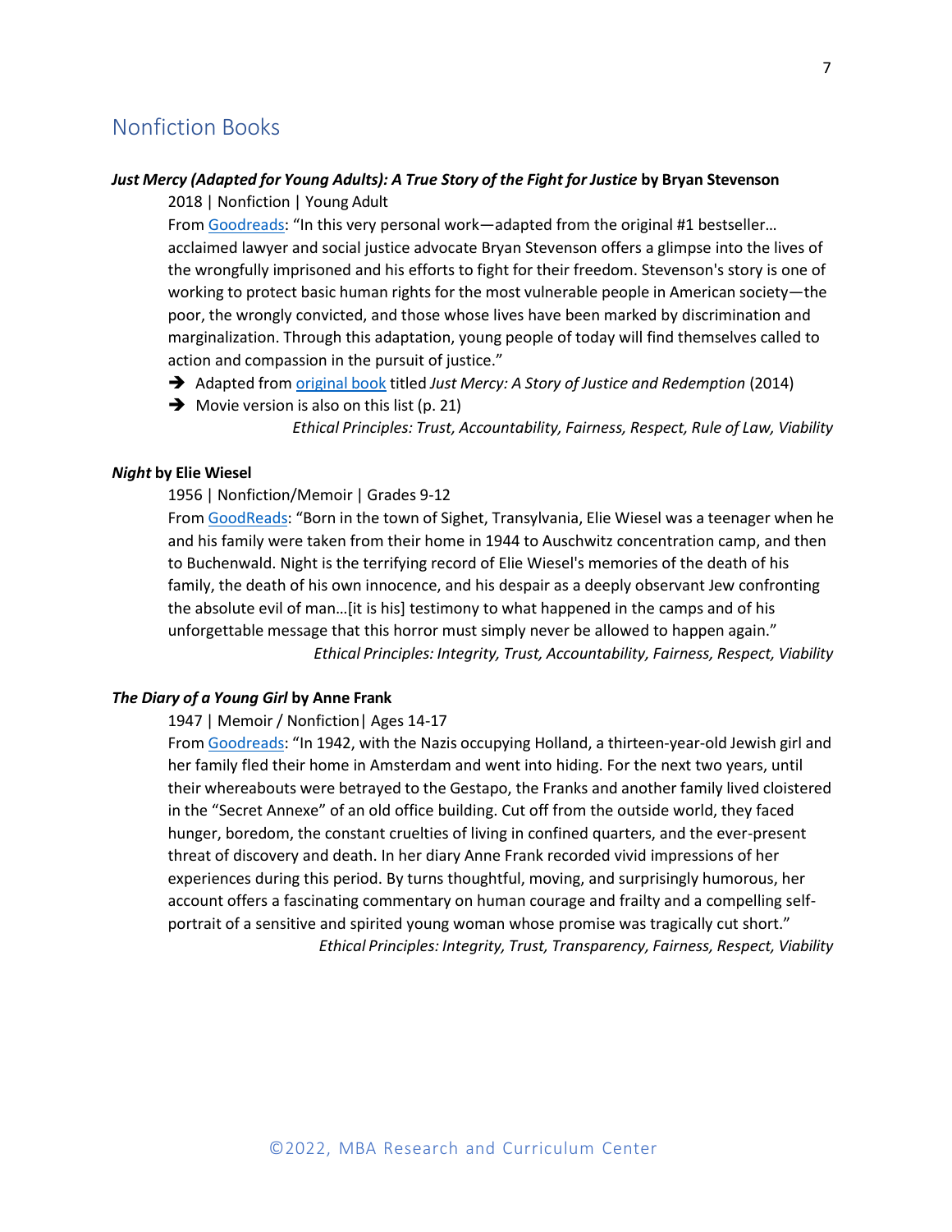## Nonfiction Books

***Just Mercy (Adapted for Young Adults): A True Story of the Fight for Justice*** **by Bryan Stevenson**

2018 | Nonfiction | Young Adult

From Goodreads: "In this very personal work—adapted from the original #1 bestseller… acclaimed lawyer and social justice advocate Bryan Stevenson offers a glimpse into the lives of the wrongfully imprisoned and his efforts to fight for their freedom. Stevenson's story is one of working to protect basic human rights for the most vulnerable people in American society—the poor, the wrongly convicted, and those whose lives have been marked by discrimination and marginalization. Through this adaptation, young people of today will find themselves called to action and compassion in the pursuit of justice."

- ➔ Adapted from original book titled *Just Mercy: A Story of Justice and Redemption* (2014)
- ➔ Movie version is also on this list (p. 21)

*Ethical Principles: Trust, Accountability, Fairness, Respect, Rule of Law, Viability*

***Night*** **by Elie Wiesel**

1956 | Nonfiction/Memoir | Grades 9-12

From GoodReads: "Born in the town of Sighet, Transylvania, Elie Wiesel was a teenager when he and his family were taken from their home in 1944 to Auschwitz concentration camp, and then to Buchenwald. Night is the terrifying record of Elie Wiesel's memories of the death of his family, the death of his own innocence, and his despair as a deeply observant Jew confronting the absolute evil of man…[it is his] testimony to what happened in the camps and of his unforgettable message that this horror must simply never be allowed to happen again."

*Ethical Principles: Integrity, Trust, Accountability, Fairness, Respect, Viability*

***The Diary of a Young Girl*** **by Anne Frank**

1947 | Memoir / Nonfiction| Ages 14-17

From Goodreads: "In 1942, with the Nazis occupying Holland, a thirteen-year-old Jewish girl and her family fled their home in Amsterdam and went into hiding. For the next two years, until their whereabouts were betrayed to the Gestapo, the Franks and another family lived cloistered in the "Secret Annexe" of an old office building. Cut off from the outside world, they faced hunger, boredom, the constant cruelties of living in confined quarters, and the ever-present threat of discovery and death. In her diary Anne Frank recorded vivid impressions of her experiences during this period. By turns thoughtful, moving, and surprisingly humorous, her account offers a fascinating commentary on human courage and frailty and a compelling self-portrait of a sensitive and spirited young woman whose promise was tragically cut short."

*Ethical Principles: Integrity, Trust, Transparency, Fairness, Respect, Viability*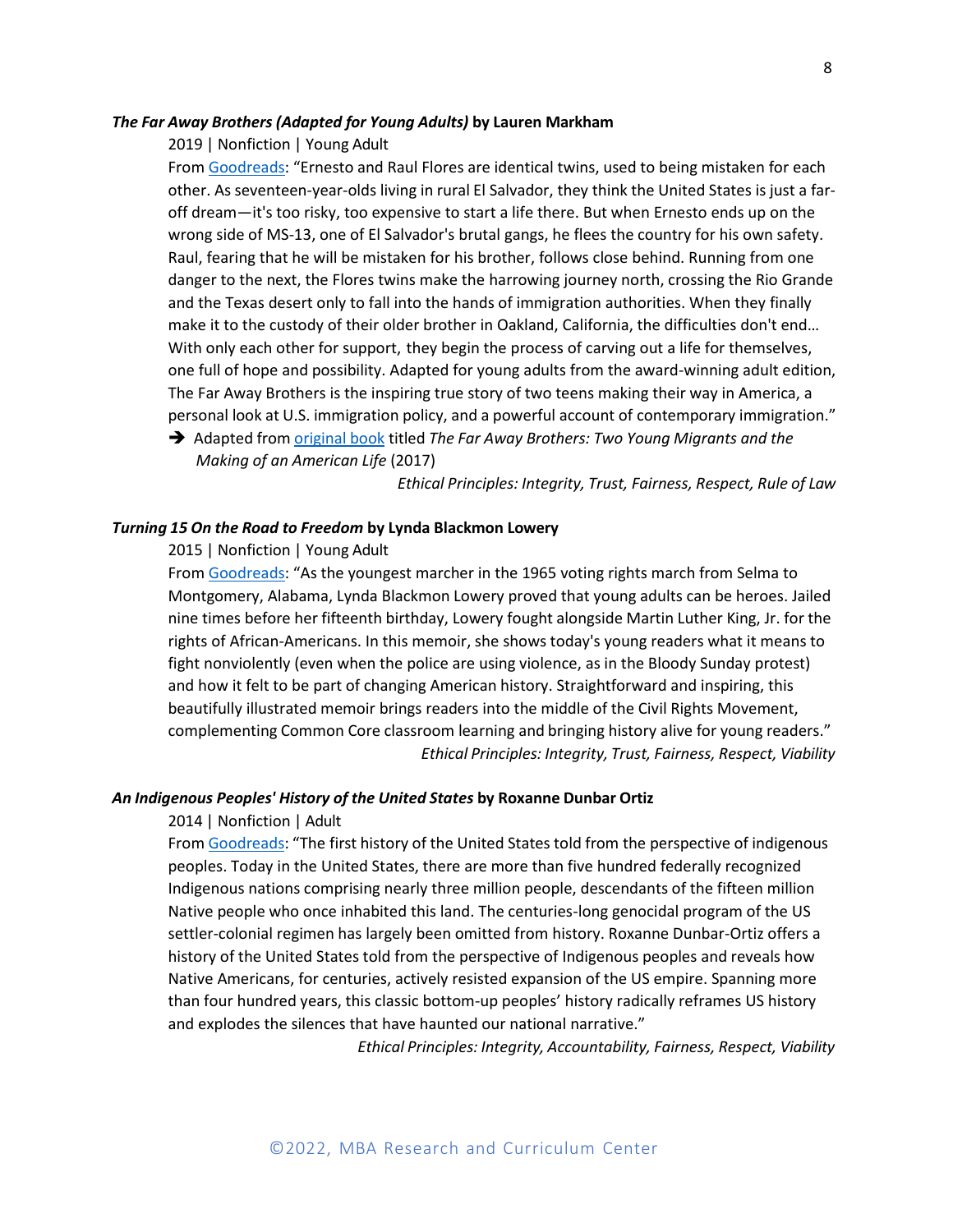***The Far Away Brothers (Adapted for Young Adults)* by Lauren Markham**

2019 | Nonfiction | Young Adult

From [Goodreads]: "Ernesto and Raul Flores are identical twins, used to being mistaken for each other. As seventeen-year-olds living in rural El Salvador, they think the United States is just a far-off dream—it's too risky, too expensive to start a life there. But when Ernesto ends up on the wrong side of MS-13, one of El Salvador's brutal gangs, he flees the country for his own safety. Raul, fearing that he will be mistaken for his brother, follows close behind. Running from one danger to the next, the Flores twins make the harrowing journey north, crossing the Rio Grande and the Texas desert only to fall into the hands of immigration authorities. When they finally make it to the custody of their older brother in Oakland, California, the difficulties don't end… With only each other for support, they begin the process of carving out a life for themselves, one full of hope and possibility. Adapted for young adults from the award-winning adult edition, The Far Away Brothers is the inspiring true story of two teens making their way in America, a personal look at U.S. immigration policy, and a powerful account of contemporary immigration."

➔ Adapted from [original book] titled *The Far Away Brothers: Two Young Migrants and the Making of an American Life* (2017)

*Ethical Principles: Integrity, Trust, Fairness, Respect, Rule of Law*

***Turning 15 On the Road to Freedom* by Lynda Blackmon Lowery**

2015 | Nonfiction | Young Adult

From [Goodreads]: "As the youngest marcher in the 1965 voting rights march from Selma to Montgomery, Alabama, Lynda Blackmon Lowery proved that young adults can be heroes. Jailed nine times before her fifteenth birthday, Lowery fought alongside Martin Luther King, Jr. for the rights of African-Americans. In this memoir, she shows today's young readers what it means to fight nonviolently (even when the police are using violence, as in the Bloody Sunday protest) and how it felt to be part of changing American history. Straightforward and inspiring, this beautifully illustrated memoir brings readers into the middle of the Civil Rights Movement, complementing Common Core classroom learning and bringing history alive for young readers."

*Ethical Principles: Integrity, Trust, Fairness, Respect, Viability*

***An Indigenous Peoples' History of the United States* by Roxanne Dunbar Ortiz**

2014 | Nonfiction | Adult

From [Goodreads]: "The first history of the United States told from the perspective of indigenous peoples. Today in the United States, there are more than five hundred federally recognized Indigenous nations comprising nearly three million people, descendants of the fifteen million Native people who once inhabited this land. The centuries-long genocidal program of the US settler-colonial regimen has largely been omitted from history. Roxanne Dunbar-Ortiz offers a history of the United States told from the perspective of Indigenous peoples and reveals how Native Americans, for centuries, actively resisted expansion of the US empire. Spanning more than four hundred years, this classic bottom-up peoples' history radically reframes US history and explodes the silences that have haunted our national narrative."

*Ethical Principles: Integrity, Accountability, Fairness, Respect, Viability*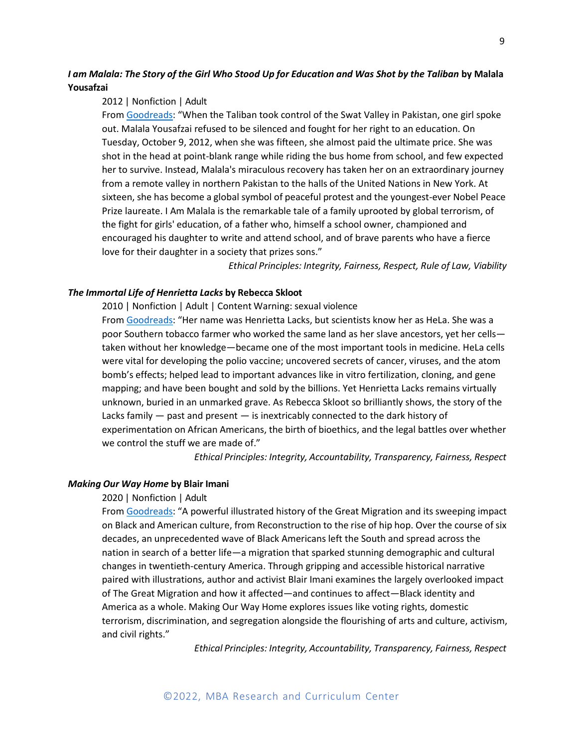***I am Malala: The Story of the Girl Who Stood Up for Education and Was Shot by the Taliban*** **by Malala Yousafzai**

2012 | Nonfiction | Adult

From Goodreads: "When the Taliban took control of the Swat Valley in Pakistan, one girl spoke out. Malala Yousafzai refused to be silenced and fought for her right to an education. On Tuesday, October 9, 2012, when she was fifteen, she almost paid the ultimate price. She was shot in the head at point-blank range while riding the bus home from school, and few expected her to survive. Instead, Malala's miraculous recovery has taken her on an extraordinary journey from a remote valley in northern Pakistan to the halls of the United Nations in New York. At sixteen, she has become a global symbol of peaceful protest and the youngest-ever Nobel Peace Prize laureate. I Am Malala is the remarkable tale of a family uprooted by global terrorism, of the fight for girls' education, of a father who, himself a school owner, championed and encouraged his daughter to write and attend school, and of brave parents who have a fierce love for their daughter in a society that prizes sons."

*Ethical Principles: Integrity, Fairness, Respect, Rule of Law, Viability*

***The Immortal Life of Henrietta Lacks*** **by Rebecca Skloot**

2010 | Nonfiction | Adult | Content Warning: sexual violence

From Goodreads: "Her name was Henrietta Lacks, but scientists know her as HeLa. She was a poor Southern tobacco farmer who worked the same land as her slave ancestors, yet her cells—taken without her knowledge—became one of the most important tools in medicine. HeLa cells were vital for developing the polio vaccine; uncovered secrets of cancer, viruses, and the atom bomb's effects; helped lead to important advances like in vitro fertilization, cloning, and gene mapping; and have been bought and sold by the billions. Yet Henrietta Lacks remains virtually unknown, buried in an unmarked grave. As Rebecca Skloot so brilliantly shows, the story of the Lacks family — past and present — is inextricably connected to the dark history of experimentation on African Americans, the birth of bioethics, and the legal battles over whether we control the stuff we are made of."

*Ethical Principles: Integrity, Accountability, Transparency, Fairness, Respect*

***Making Our Way Home*** **by Blair Imani**

2020 | Nonfiction | Adult

From Goodreads: "A powerful illustrated history of the Great Migration and its sweeping impact on Black and American culture, from Reconstruction to the rise of hip hop. Over the course of six decades, an unprecedented wave of Black Americans left the South and spread across the nation in search of a better life—a migration that sparked stunning demographic and cultural changes in twentieth-century America. Through gripping and accessible historical narrative paired with illustrations, author and activist Blair Imani examines the largely overlooked impact of The Great Migration and how it affected—and continues to affect—Black identity and America as a whole. Making Our Way Home explores issues like voting rights, domestic terrorism, discrimination, and segregation alongside the flourishing of arts and culture, activism, and civil rights."

*Ethical Principles: Integrity, Accountability, Transparency, Fairness, Respect*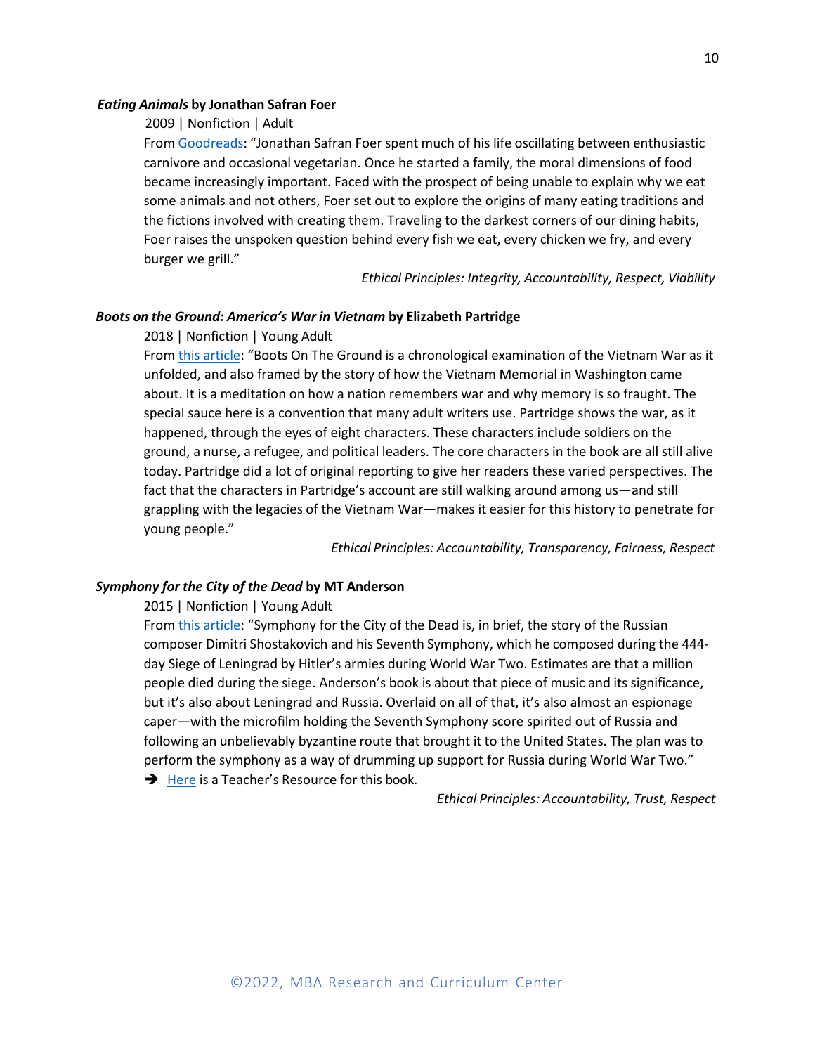***Eating Animals*** **by Jonathan Safran Foer**

2009 | Nonfiction | Adult

From Goodreads: "Jonathan Safran Foer spent much of his life oscillating between enthusiastic carnivore and occasional vegetarian. Once he started a family, the moral dimensions of food became increasingly important. Faced with the prospect of being unable to explain why we eat some animals and not others, Foer set out to explore the origins of many eating traditions and the fictions involved with creating them. Traveling to the darkest corners of our dining habits, Foer raises the unspoken question behind every fish we eat, every chicken we fry, and every burger we grill."

*Ethical Principles: Integrity, Accountability, Respect, Viability*

***Boots on the Ground: America's War in Vietnam*** **by Elizabeth Partridge**

2018 | Nonfiction | Young Adult

From this article: "Boots On The Ground is a chronological examination of the Vietnam War as it unfolded, and also framed by the story of how the Vietnam Memorial in Washington came about. It is a meditation on how a nation remembers war and why memory is so fraught. The special sauce here is a convention that many adult writers use. Partridge shows the war, as it happened, through the eyes of eight characters. These characters include soldiers on the ground, a nurse, a refugee, and political leaders. The core characters in the book are all still alive today. Partridge did a lot of original reporting to give her readers these varied perspectives. The fact that the characters in Partridge's account are still walking around among us—and still grappling with the legacies of the Vietnam War—makes it easier for this history to penetrate for young people."

*Ethical Principles: Accountability, Transparency, Fairness, Respect*

***Symphony for the City of the Dead*** **by MT Anderson**

2015 | Nonfiction | Young Adult

From this article: "Symphony for the City of the Dead is, in brief, the story of the Russian composer Dimitri Shostakovich and his Seventh Symphony, which he composed during the 444-day Siege of Leningrad by Hitler's armies during World War Two. Estimates are that a million people died during the siege. Anderson's book is about that piece of music and its significance, but it's also about Leningrad and Russia. Overlaid on all of that, it's also almost an espionage caper—with the microfilm holding the Seventh Symphony score spirited out of Russia and following an unbelievably byzantine route that brought it to the United States. The plan was to perform the symphony as a way of drumming up support for Russia during World War Two."

➔ Here is a Teacher's Resource for this book.

*Ethical Principles: Accountability, Trust, Respect*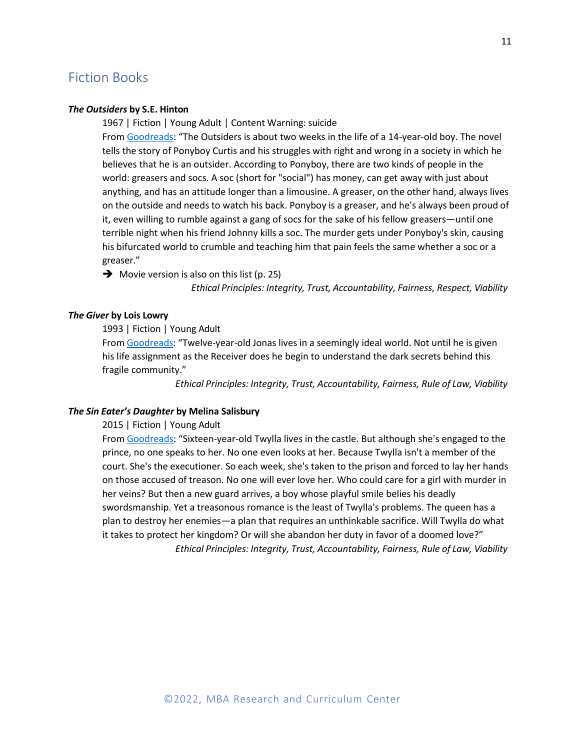## Fiction Books

***The Outsiders*** **by S.E. Hinton**

1967 | Fiction | Young Adult | Content Warning: suicide

From [Goodreads](): "The Outsiders is about two weeks in the life of a 14-year-old boy. The novel tells the story of Ponyboy Curtis and his struggles with right and wrong in a society in which he believes that he is an outsider. According to Ponyboy, there are two kinds of people in the world: greasers and socs. A soc (short for "social") has money, can get away with just about anything, and has an attitude longer than a limousine. A greaser, on the other hand, always lives on the outside and needs to watch his back. Ponyboy is a greaser, and he's always been proud of it, even willing to rumble against a gang of socs for the sake of his fellow greasers—until one terrible night when his friend Johnny kills a soc. The murder gets under Ponyboy's skin, causing his bifurcated world to crumble and teaching him that pain feels the same whether a soc or a greaser."

➔ Movie version is also on this list (p. 25)

*Ethical Principles: Integrity, Trust, Accountability, Fairness, Respect, Viability*

***The Giver*** **by Lois Lowry**

1993 | Fiction | Young Adult

From [Goodreads](): "Twelve-year-old Jonas lives in a seemingly ideal world. Not until he is given his life assignment as the Receiver does he begin to understand the dark secrets behind this fragile community."

*Ethical Principles: Integrity, Trust, Accountability, Fairness, Rule of Law, Viability*

***The Sin Eater's Daughter*** **by Melina Salisbury**

2015 | Fiction | Young Adult

From [Goodreads](): "Sixteen-year-old Twylla lives in the castle. But although she's engaged to the prince, no one speaks to her. No one even looks at her. Because Twylla isn't a member of the court. She's the executioner. So each week, she's taken to the prison and forced to lay her hands on those accused of treason. No one will ever love her. Who could care for a girl with murder in her veins? But then a new guard arrives, a boy whose playful smile belies his deadly swordsmanship. Yet a treasonous romance is the least of Twylla's problems. The queen has a plan to destroy her enemies—a plan that requires an unthinkable sacrifice. Will Twylla do what it takes to protect her kingdom? Or will she abandon her duty in favor of a doomed love?"

*Ethical Principles: Integrity, Trust, Accountability, Fairness, Rule of Law, Viability*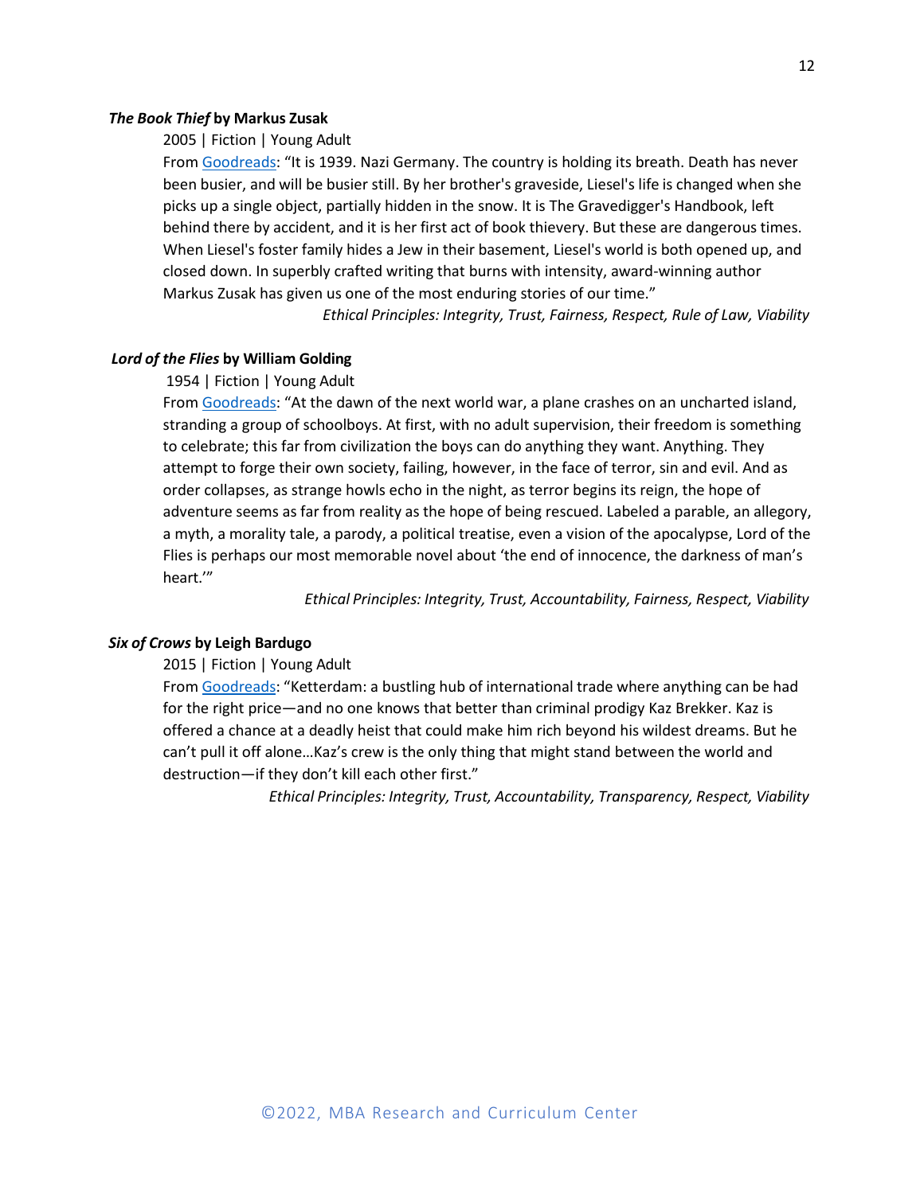***The Book Thief* by Markus Zusak**

2005 | Fiction | Young Adult

From Goodreads: "It is 1939. Nazi Germany. The country is holding its breath. Death has never been busier, and will be busier still. By her brother's graveside, Liesel's life is changed when she picks up a single object, partially hidden in the snow. It is The Gravedigger's Handbook, left behind there by accident, and it is her first act of book thievery. But these are dangerous times. When Liesel's foster family hides a Jew in their basement, Liesel's world is both opened up, and closed down. In superbly crafted writing that burns with intensity, award-winning author Markus Zusak has given us one of the most enduring stories of our time."

*Ethical Principles: Integrity, Trust, Fairness, Respect, Rule of Law, Viability*

***Lord of the Flies* by William Golding**

1954 | Fiction | Young Adult

From Goodreads: "At the dawn of the next world war, a plane crashes on an uncharted island, stranding a group of schoolboys. At first, with no adult supervision, their freedom is something to celebrate; this far from civilization the boys can do anything they want. Anything. They attempt to forge their own society, failing, however, in the face of terror, sin and evil. And as order collapses, as strange howls echo in the night, as terror begins its reign, the hope of adventure seems as far from reality as the hope of being rescued. Labeled a parable, an allegory, a myth, a morality tale, a parody, a political treatise, even a vision of the apocalypse, Lord of the Flies is perhaps our most memorable novel about 'the end of innocence, the darkness of man's heart.'"

*Ethical Principles: Integrity, Trust, Accountability, Fairness, Respect, Viability*

***Six of Crows* by Leigh Bardugo**

2015 | Fiction | Young Adult

From Goodreads: "Ketterdam: a bustling hub of international trade where anything can be had for the right price—and no one knows that better than criminal prodigy Kaz Brekker. Kaz is offered a chance at a deadly heist that could make him rich beyond his wildest dreams. But he can't pull it off alone…Kaz's crew is the only thing that might stand between the world and destruction—if they don't kill each other first."

*Ethical Principles: Integrity, Trust, Accountability, Transparency, Respect, Viability*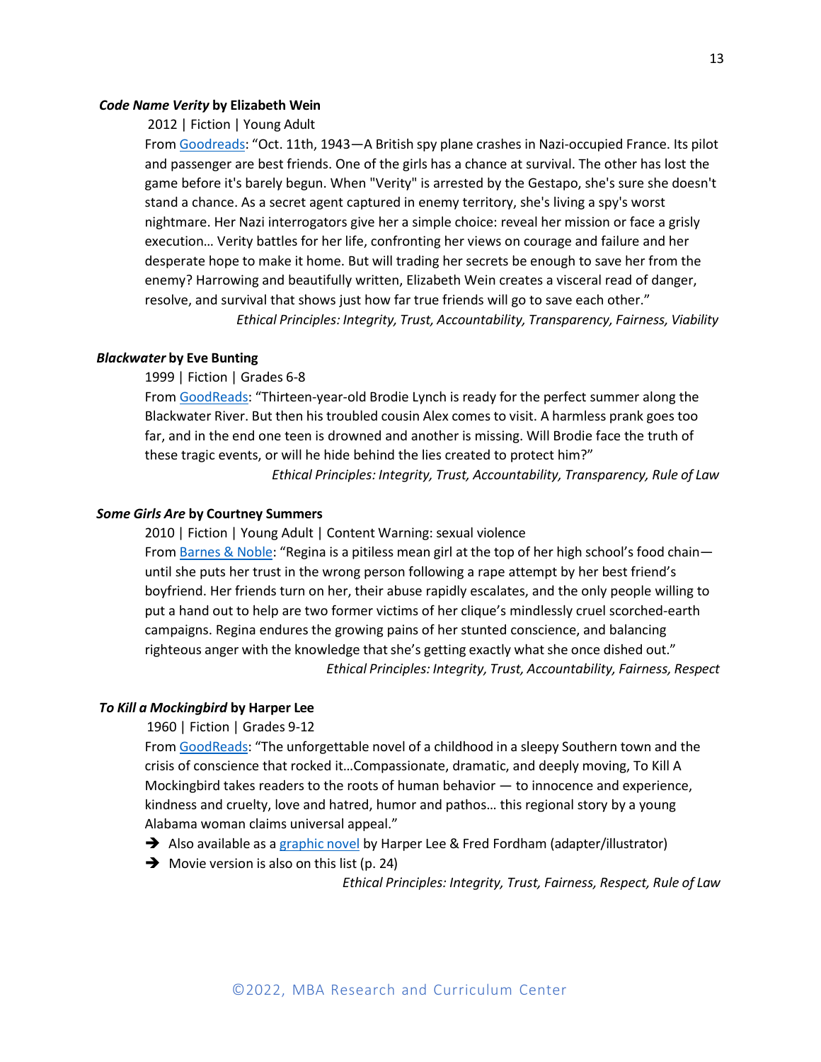***Code Name Verity* by Elizabeth Wein**

2012 | Fiction | Young Adult

From Goodreads: "Oct. 11th, 1943—A British spy plane crashes in Nazi-occupied France. Its pilot and passenger are best friends. One of the girls has a chance at survival. The other has lost the game before it's barely begun. When "Verity" is arrested by the Gestapo, she's sure she doesn't stand a chance. As a secret agent captured in enemy territory, she's living a spy's worst nightmare. Her Nazi interrogators give her a simple choice: reveal her mission or face a grisly execution… Verity battles for her life, confronting her views on courage and failure and her desperate hope to make it home. But will trading her secrets be enough to save her from the enemy? Harrowing and beautifully written, Elizabeth Wein creates a visceral read of danger, resolve, and survival that shows just how far true friends will go to save each other."

*Ethical Principles: Integrity, Trust, Accountability, Transparency, Fairness, Viability*

***Blackwater* by Eve Bunting**

1999 | Fiction | Grades 6-8

From GoodReads: "Thirteen-year-old Brodie Lynch is ready for the perfect summer along the Blackwater River. But then his troubled cousin Alex comes to visit. A harmless prank goes too far, and in the end one teen is drowned and another is missing. Will Brodie face the truth of these tragic events, or will he hide behind the lies created to protect him?"

*Ethical Principles: Integrity, Trust, Accountability, Transparency, Rule of Law*

***Some Girls Are* by Courtney Summers**

2010 | Fiction | Young Adult | Content Warning: sexual violence

From Barnes & Noble: "Regina is a pitiless mean girl at the top of her high school's food chain—until she puts her trust in the wrong person following a rape attempt by her best friend's boyfriend. Her friends turn on her, their abuse rapidly escalates, and the only people willing to put a hand out to help are two former victims of her clique's mindlessly cruel scorched-earth campaigns. Regina endures the growing pains of her stunted conscience, and balancing righteous anger with the knowledge that she's getting exactly what she once dished out."

*Ethical Principles: Integrity, Trust, Accountability, Fairness, Respect*

***To Kill a Mockingbird* by Harper Lee**

1960 | Fiction | Grades 9-12

From GoodReads: "The unforgettable novel of a childhood in a sleepy Southern town and the crisis of conscience that rocked it…Compassionate, dramatic, and deeply moving, To Kill A Mockingbird takes readers to the roots of human behavior — to innocence and experience, kindness and cruelty, love and hatred, humor and pathos… this regional story by a young Alabama woman claims universal appeal."

- ➔ Also available as a graphic novel by Harper Lee & Fred Fordham (adapter/illustrator)
- ➔ Movie version is also on this list (p. 24)

*Ethical Principles: Integrity, Trust, Fairness, Respect, Rule of Law*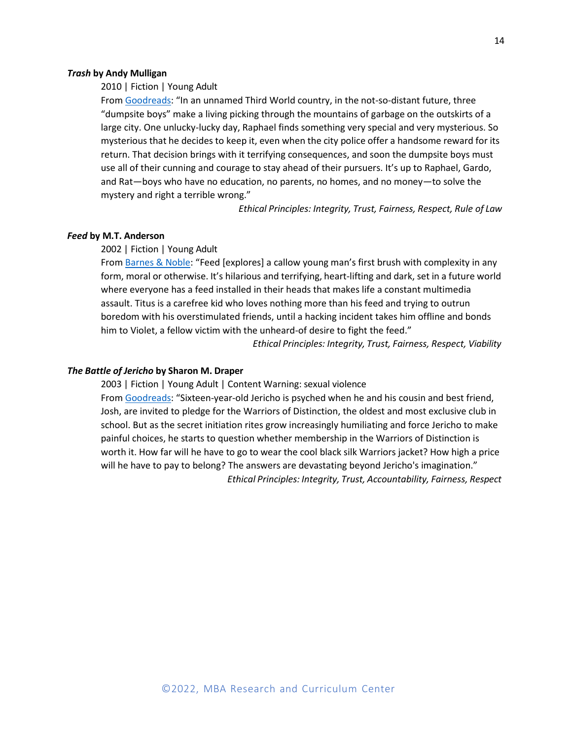***Trash*** **by Andy Mulligan**

2010 | Fiction | Young Adult

From Goodreads: "In an unnamed Third World country, in the not-so-distant future, three "dumpsite boys" make a living picking through the mountains of garbage on the outskirts of a large city. One unlucky-lucky day, Raphael finds something very special and very mysterious. So mysterious that he decides to keep it, even when the city police offer a handsome reward for its return. That decision brings with it terrifying consequences, and soon the dumpsite boys must use all of their cunning and courage to stay ahead of their pursuers. It's up to Raphael, Gardo, and Rat—boys who have no education, no parents, no homes, and no money—to solve the mystery and right a terrible wrong."

*Ethical Principles: Integrity, Trust, Fairness, Respect, Rule of Law*

***Feed*** **by M.T. Anderson**

2002 | Fiction | Young Adult

From Barnes & Noble: "Feed [explores] a callow young man's first brush with complexity in any form, moral or otherwise. It's hilarious and terrifying, heart-lifting and dark, set in a future world where everyone has a feed installed in their heads that makes life a constant multimedia assault. Titus is a carefree kid who loves nothing more than his feed and trying to outrun boredom with his overstimulated friends, until a hacking incident takes him offline and bonds him to Violet, a fellow victim with the unheard-of desire to fight the feed."

*Ethical Principles: Integrity, Trust, Fairness, Respect, Viability*

***The Battle of Jericho*** **by Sharon M. Draper**

2003 | Fiction | Young Adult | Content Warning: sexual violence

From Goodreads: "Sixteen-year-old Jericho is psyched when he and his cousin and best friend, Josh, are invited to pledge for the Warriors of Distinction, the oldest and most exclusive club in school. But as the secret initiation rites grow increasingly humiliating and force Jericho to make painful choices, he starts to question whether membership in the Warriors of Distinction is worth it. How far will he have to go to wear the cool black silk Warriors jacket? How high a price will he have to pay to belong? The answers are devastating beyond Jericho's imagination."

*Ethical Principles: Integrity, Trust, Accountability, Fairness, Respect*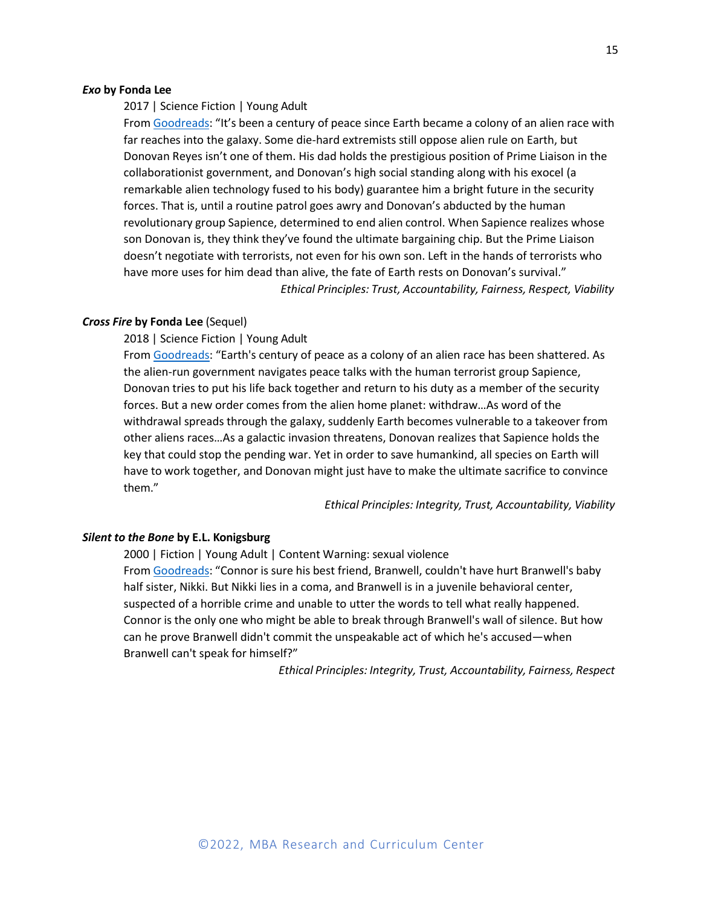***Exo* by Fonda Lee**

2017 | Science Fiction | Young Adult

From Goodreads: "It's been a century of peace since Earth became a colony of an alien race with far reaches into the galaxy. Some die-hard extremists still oppose alien rule on Earth, but Donovan Reyes isn't one of them. His dad holds the prestigious position of Prime Liaison in the collaborationist government, and Donovan's high social standing along with his exocel (a remarkable alien technology fused to his body) guarantee him a bright future in the security forces. That is, until a routine patrol goes awry and Donovan's abducted by the human revolutionary group Sapience, determined to end alien control. When Sapience realizes whose son Donovan is, they think they've found the ultimate bargaining chip. But the Prime Liaison doesn't negotiate with terrorists, not even for his own son. Left in the hands of terrorists who have more uses for him dead than alive, the fate of Earth rests on Donovan's survival."

*Ethical Principles: Trust, Accountability, Fairness, Respect, Viability*

***Cross Fire* by Fonda Lee** (Sequel)

2018 | Science Fiction | Young Adult

From Goodreads: "Earth's century of peace as a colony of an alien race has been shattered. As the alien-run government navigates peace talks with the human terrorist group Sapience, Donovan tries to put his life back together and return to his duty as a member of the security forces. But a new order comes from the alien home planet: withdraw…As word of the withdrawal spreads through the galaxy, suddenly Earth becomes vulnerable to a takeover from other aliens races…As a galactic invasion threatens, Donovan realizes that Sapience holds the key that could stop the pending war. Yet in order to save humankind, all species on Earth will have to work together, and Donovan might just have to make the ultimate sacrifice to convince them."

*Ethical Principles: Integrity, Trust, Accountability, Viability*

***Silent to the Bone* by E.L. Konigsburg**

2000 | Fiction | Young Adult | Content Warning: sexual violence

From Goodreads: "Connor is sure his best friend, Branwell, couldn't have hurt Branwell's baby half sister, Nikki. But Nikki lies in a coma, and Branwell is in a juvenile behavioral center, suspected of a horrible crime and unable to utter the words to tell what really happened. Connor is the only one who might be able to break through Branwell's wall of silence. But how can he prove Branwell didn't commit the unspeakable act of which he's accused—when Branwell can't speak for himself?"

*Ethical Principles: Integrity, Trust, Accountability, Fairness, Respect*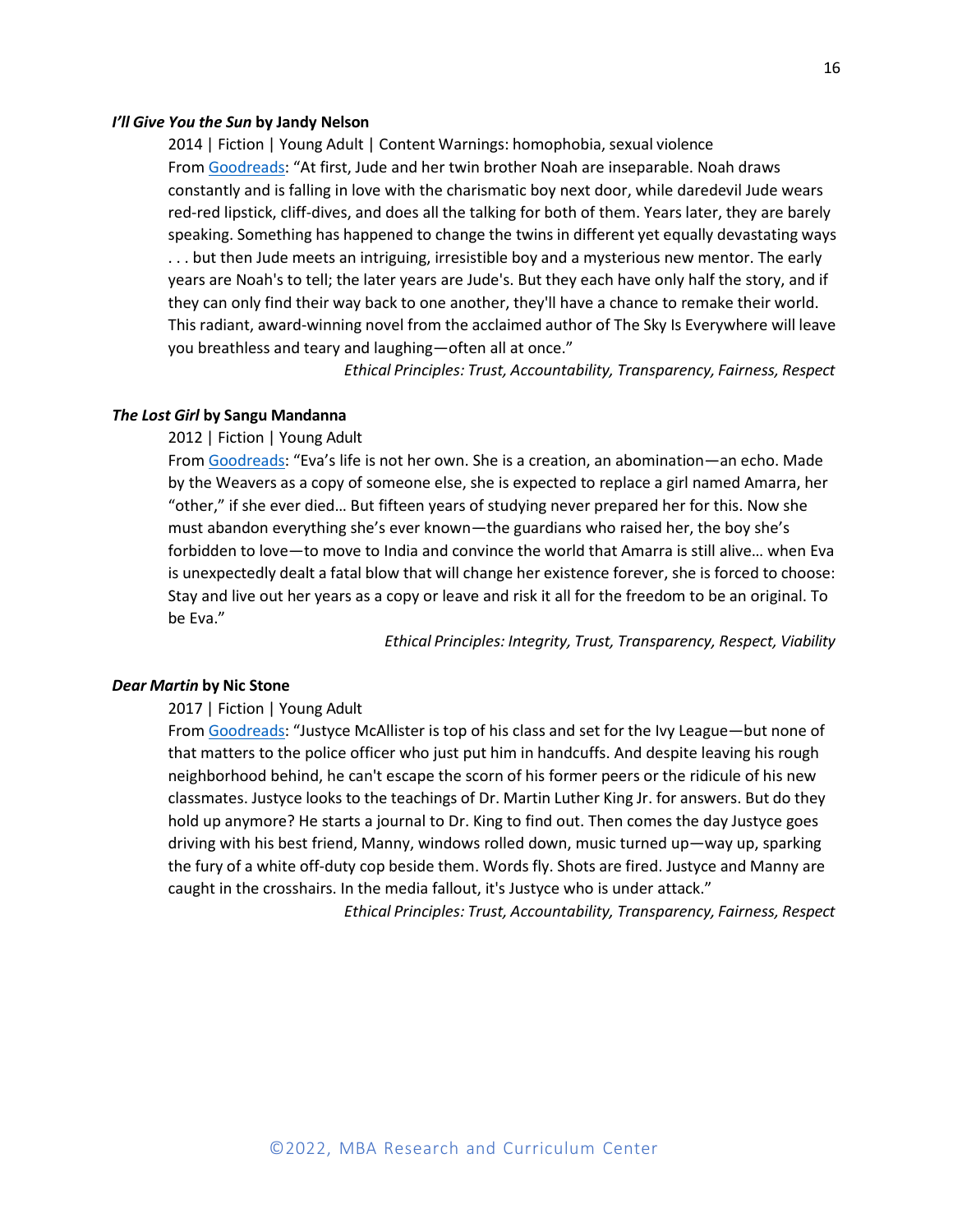***I'll Give You the Sun* by Jandy Nelson**

2014 | Fiction | Young Adult | Content Warnings: homophobia, sexual violence

From Goodreads: "At first, Jude and her twin brother Noah are inseparable. Noah draws constantly and is falling in love with the charismatic boy next door, while daredevil Jude wears red-red lipstick, cliff-dives, and does all the talking for both of them. Years later, they are barely speaking. Something has happened to change the twins in different yet equally devastating ways . . . but then Jude meets an intriguing, irresistible boy and a mysterious new mentor. The early years are Noah's to tell; the later years are Jude's. But they each have only half the story, and if they can only find their way back to one another, they'll have a chance to remake their world. This radiant, award-winning novel from the acclaimed author of The Sky Is Everywhere will leave you breathless and teary and laughing—often all at once."

*Ethical Principles: Trust, Accountability, Transparency, Fairness, Respect*

***The Lost Girl* by Sangu Mandanna**

2012 | Fiction | Young Adult

From Goodreads: "Eva's life is not her own. She is a creation, an abomination—an echo. Made by the Weavers as a copy of someone else, she is expected to replace a girl named Amarra, her "other," if she ever died… But fifteen years of studying never prepared her for this. Now she must abandon everything she's ever known—the guardians who raised her, the boy she's forbidden to love—to move to India and convince the world that Amarra is still alive… when Eva is unexpectedly dealt a fatal blow that will change her existence forever, she is forced to choose: Stay and live out her years as a copy or leave and risk it all for the freedom to be an original. To be Eva."

*Ethical Principles: Integrity, Trust, Transparency, Respect, Viability*

***Dear Martin* by Nic Stone**

2017 | Fiction | Young Adult

From Goodreads: "Justyce McAllister is top of his class and set for the Ivy League—but none of that matters to the police officer who just put him in handcuffs. And despite leaving his rough neighborhood behind, he can't escape the scorn of his former peers or the ridicule of his new classmates. Justyce looks to the teachings of Dr. Martin Luther King Jr. for answers. But do they hold up anymore? He starts a journal to Dr. King to find out. Then comes the day Justyce goes driving with his best friend, Manny, windows rolled down, music turned up—way up, sparking the fury of a white off-duty cop beside them. Words fly. Shots are fired. Justyce and Manny are caught in the crosshairs. In the media fallout, it's Justyce who is under attack."

*Ethical Principles: Trust, Accountability, Transparency, Fairness, Respect*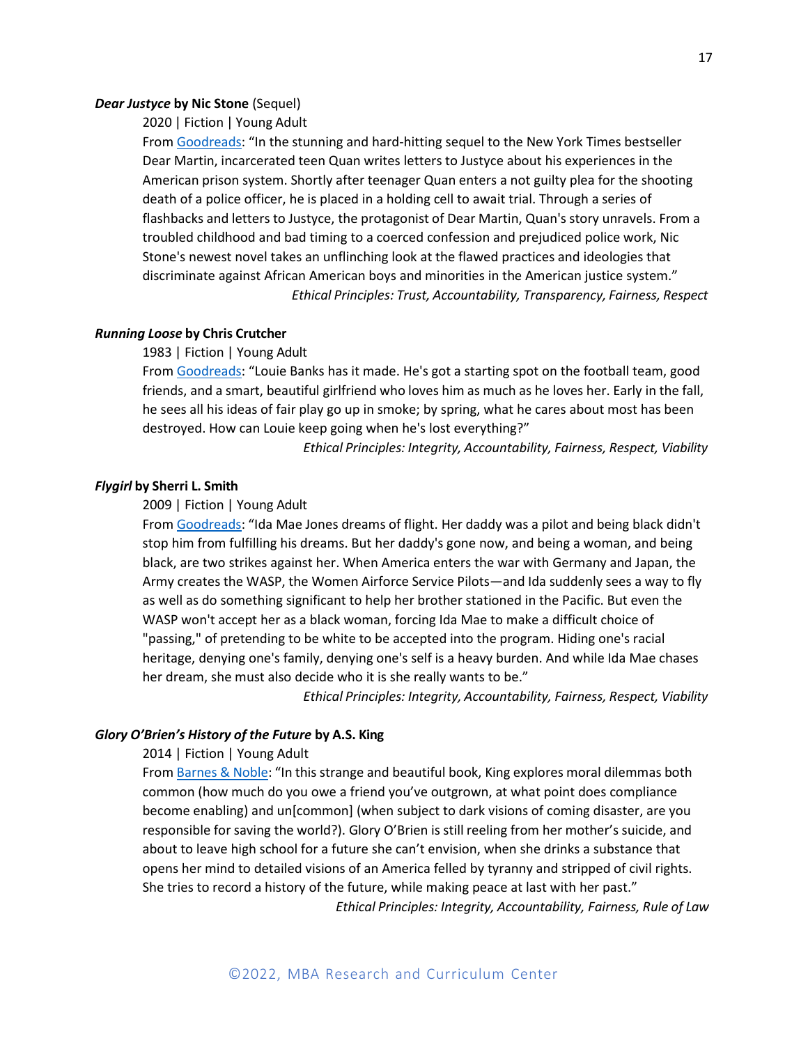***Dear Justyce* by Nic Stone** (Sequel)

2020 | Fiction | Young Adult

From Goodreads: "In the stunning and hard-hitting sequel to the New York Times bestseller Dear Martin, incarcerated teen Quan writes letters to Justyce about his experiences in the American prison system. Shortly after teenager Quan enters a not guilty plea for the shooting death of a police officer, he is placed in a holding cell to await trial. Through a series of flashbacks and letters to Justyce, the protagonist of Dear Martin, Quan's story unravels. From a troubled childhood and bad timing to a coerced confession and prejudiced police work, Nic Stone's newest novel takes an unflinching look at the flawed practices and ideologies that discriminate against African American boys and minorities in the American justice system."

*Ethical Principles: Trust, Accountability, Transparency, Fairness, Respect*

***Running Loose* by Chris Crutcher**

1983 | Fiction | Young Adult

From Goodreads: "Louie Banks has it made. He's got a starting spot on the football team, good friends, and a smart, beautiful girlfriend who loves him as much as he loves her. Early in the fall, he sees all his ideas of fair play go up in smoke; by spring, what he cares about most has been destroyed. How can Louie keep going when he's lost everything?"

*Ethical Principles: Integrity, Accountability, Fairness, Respect, Viability*

***Flygirl* by Sherri L. Smith**

2009 | Fiction | Young Adult

From Goodreads: "Ida Mae Jones dreams of flight. Her daddy was a pilot and being black didn't stop him from fulfilling his dreams. But her daddy's gone now, and being a woman, and being black, are two strikes against her. When America enters the war with Germany and Japan, the Army creates the WASP, the Women Airforce Service Pilots—and Ida suddenly sees a way to fly as well as do something significant to help her brother stationed in the Pacific. But even the WASP won't accept her as a black woman, forcing Ida Mae to make a difficult choice of "passing," of pretending to be white to be accepted into the program. Hiding one's racial heritage, denying one's family, denying one's self is a heavy burden. And while Ida Mae chases her dream, she must also decide who it is she really wants to be."

*Ethical Principles: Integrity, Accountability, Fairness, Respect, Viability*

***Glory O'Brien's History of the Future* by A.S. King**

2014 | Fiction | Young Adult

From Barnes & Noble: "In this strange and beautiful book, King explores moral dilemmas both common (how much do you owe a friend you've outgrown, at what point does compliance become enabling) and un[common] (when subject to dark visions of coming disaster, are you responsible for saving the world?). Glory O'Brien is still reeling from her mother's suicide, and about to leave high school for a future she can't envision, when she drinks a substance that opens her mind to detailed visions of an America felled by tyranny and stripped of civil rights. She tries to record a history of the future, while making peace at last with her past."

*Ethical Principles: Integrity, Accountability, Fairness, Rule of Law*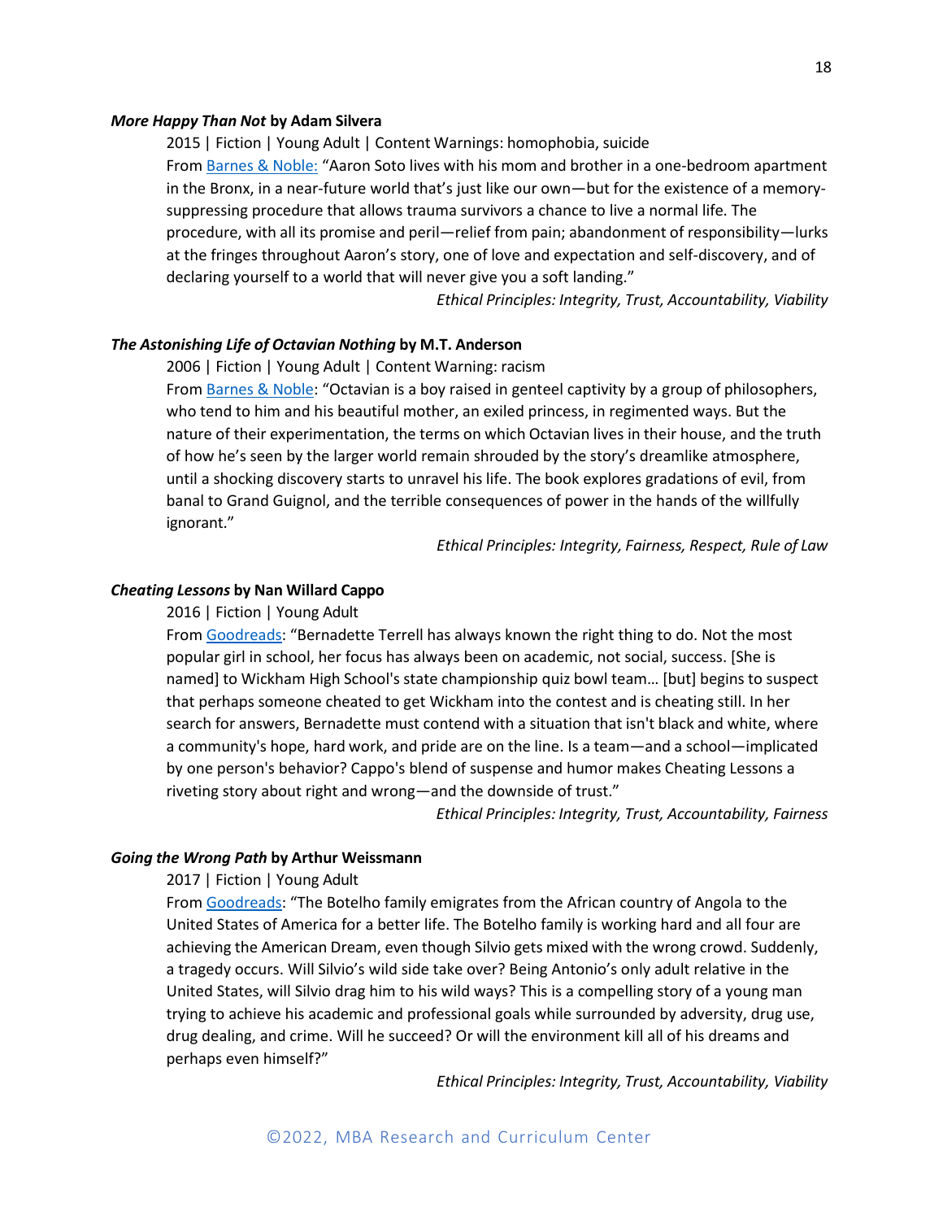***More Happy Than Not* by Adam Silvera**

2015 | Fiction | Young Adult | Content Warnings: homophobia, suicide

From Barnes & Noble: "Aaron Soto lives with his mom and brother in a one-bedroom apartment in the Bronx, in a near-future world that's just like our own—but for the existence of a memory-suppressing procedure that allows trauma survivors a chance to live a normal life. The procedure, with all its promise and peril—relief from pain; abandonment of responsibility—lurks at the fringes throughout Aaron's story, one of love and expectation and self-discovery, and of declaring yourself to a world that will never give you a soft landing."

*Ethical Principles: Integrity, Trust, Accountability, Viability*

***The Astonishing Life of Octavian Nothing* by M.T. Anderson**

2006 | Fiction | Young Adult | Content Warning: racism

From Barnes & Noble: "Octavian is a boy raised in genteel captivity by a group of philosophers, who tend to him and his beautiful mother, an exiled princess, in regimented ways. But the nature of their experimentation, the terms on which Octavian lives in their house, and the truth of how he's seen by the larger world remain shrouded by the story's dreamlike atmosphere, until a shocking discovery starts to unravel his life. The book explores gradations of evil, from banal to Grand Guignol, and the terrible consequences of power in the hands of the willfully ignorant."

*Ethical Principles: Integrity, Fairness, Respect, Rule of Law*

***Cheating Lessons* by Nan Willard Cappo**

2016 | Fiction | Young Adult

From Goodreads: "Bernadette Terrell has always known the right thing to do. Not the most popular girl in school, her focus has always been on academic, not social, success. [She is named] to Wickham High School's state championship quiz bowl team… [but] begins to suspect that perhaps someone cheated to get Wickham into the contest and is cheating still. In her search for answers, Bernadette must contend with a situation that isn't black and white, where a community's hope, hard work, and pride are on the line. Is a team—and a school—implicated by one person's behavior? Cappo's blend of suspense and humor makes Cheating Lessons a riveting story about right and wrong—and the downside of trust."

*Ethical Principles: Integrity, Trust, Accountability, Fairness*

***Going the Wrong Path* by Arthur Weissmann**

2017 | Fiction | Young Adult

From Goodreads: "The Botelho family emigrates from the African country of Angola to the United States of America for a better life. The Botelho family is working hard and all four are achieving the American Dream, even though Silvio gets mixed with the wrong crowd. Suddenly, a tragedy occurs. Will Silvio's wild side take over? Being Antonio's only adult relative in the United States, will Silvio drag him to his wild ways? This is a compelling story of a young man trying to achieve his academic and professional goals while surrounded by adversity, drug use, drug dealing, and crime. Will he succeed? Or will the environment kill all of his dreams and perhaps even himself?"

*Ethical Principles: Integrity, Trust, Accountability, Viability*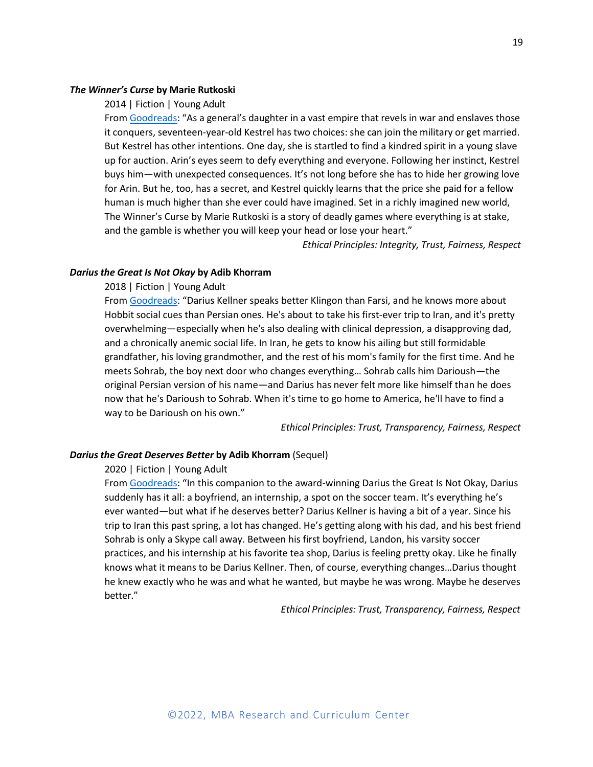***The Winner's Curse* by Marie Rutkoski**

2014 | Fiction | Young Adult

From [Goodreads](): "As a general's daughter in a vast empire that revels in war and enslaves those it conquers, seventeen-year-old Kestrel has two choices: she can join the military or get married. But Kestrel has other intentions. One day, she is startled to find a kindred spirit in a young slave up for auction. Arin's eyes seem to defy everything and everyone. Following her instinct, Kestrel buys him—with unexpected consequences. It's not long before she has to hide her growing love for Arin. But he, too, has a secret, and Kestrel quickly learns that the price she paid for a fellow human is much higher than she ever could have imagined. Set in a richly imagined new world, The Winner's Curse by Marie Rutkoski is a story of deadly games where everything is at stake, and the gamble is whether you will keep your head or lose your heart."

*Ethical Principles: Integrity, Trust, Fairness, Respect*

***Darius the Great Is Not Okay* by Adib Khorram**

2018 | Fiction | Young Adult

From [Goodreads](): "Darius Kellner speaks better Klingon than Farsi, and he knows more about Hobbit social cues than Persian ones. He's about to take his first-ever trip to Iran, and it's pretty overwhelming—especially when he's also dealing with clinical depression, a disapproving dad, and a chronically anemic social life. In Iran, he gets to know his ailing but still formidable grandfather, his loving grandmother, and the rest of his mom's family for the first time. And he meets Sohrab, the boy next door who changes everything… Sohrab calls him Darioush—the original Persian version of his name—and Darius has never felt more like himself than he does now that he's Darioush to Sohrab. When it's time to go home to America, he'll have to find a way to be Darioush on his own."

*Ethical Principles: Trust, Transparency, Fairness, Respect*

***Darius the Great Deserves Better* by Adib Khorram** (Sequel)

2020 | Fiction | Young Adult

From [Goodreads](): "In this companion to the award-winning Darius the Great Is Not Okay, Darius suddenly has it all: a boyfriend, an internship, a spot on the soccer team. It's everything he's ever wanted—but what if he deserves better? Darius Kellner is having a bit of a year. Since his trip to Iran this past spring, a lot has changed. He's getting along with his dad, and his best friend Sohrab is only a Skype call away. Between his first boyfriend, Landon, his varsity soccer practices, and his internship at his favorite tea shop, Darius is feeling pretty okay. Like he finally knows what it means to be Darius Kellner. Then, of course, everything changes…Darius thought he knew exactly who he was and what he wanted, but maybe he was wrong. Maybe he deserves better."

*Ethical Principles: Trust, Transparency, Fairness, Respect*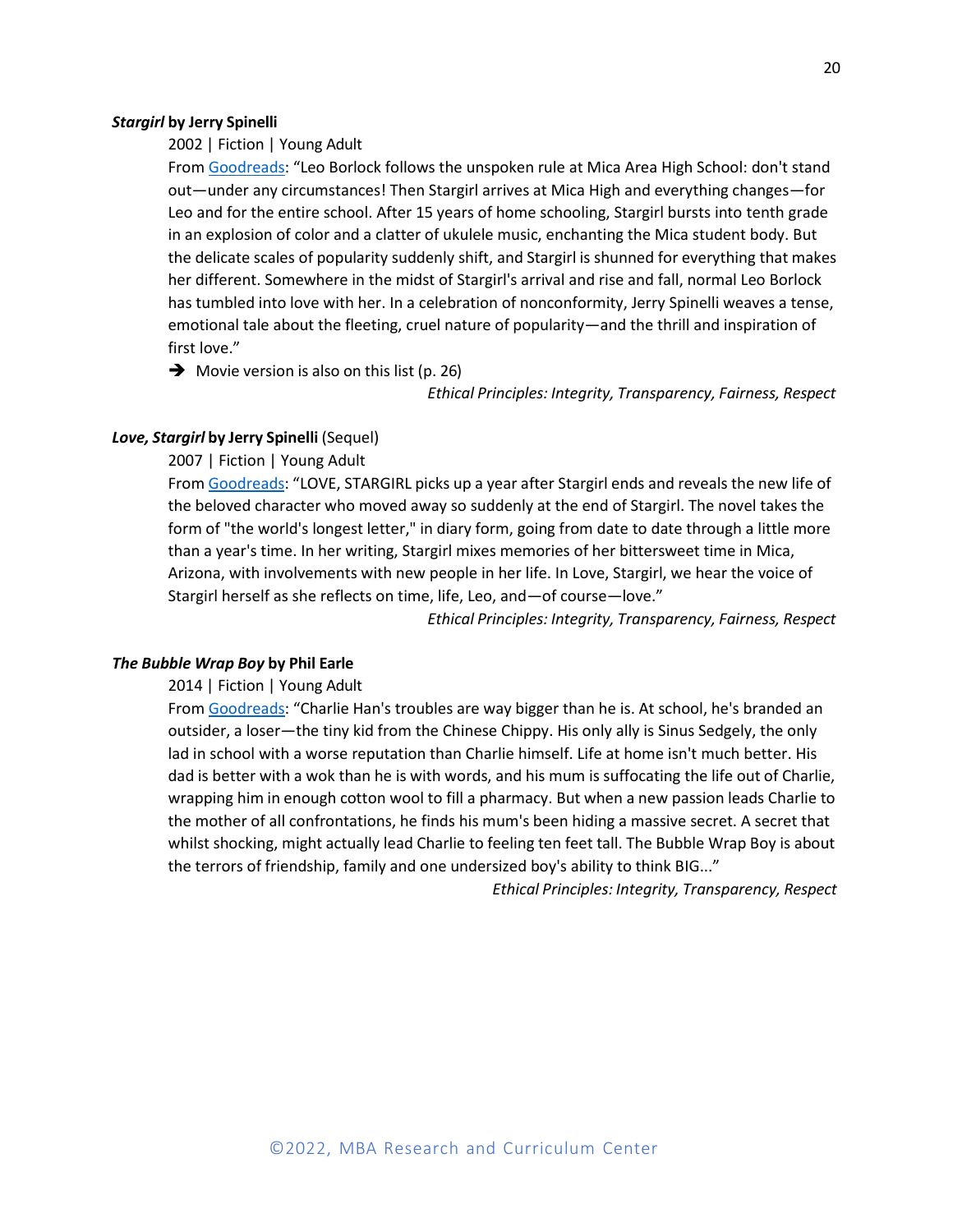***Stargirl* by Jerry Spinelli**

2002 | Fiction | Young Adult

From Goodreads: "Leo Borlock follows the unspoken rule at Mica Area High School: don't stand out—under any circumstances! Then Stargirl arrives at Mica High and everything changes—for Leo and for the entire school. After 15 years of home schooling, Stargirl bursts into tenth grade in an explosion of color and a clatter of ukulele music, enchanting the Mica student body. But the delicate scales of popularity suddenly shift, and Stargirl is shunned for everything that makes her different. Somewhere in the midst of Stargirl's arrival and rise and fall, normal Leo Borlock has tumbled into love with her. In a celebration of nonconformity, Jerry Spinelli weaves a tense, emotional tale about the fleeting, cruel nature of popularity—and the thrill and inspiration of first love."

➔ Movie version is also on this list (p. 26)

*Ethical Principles: Integrity, Transparency, Fairness, Respect*

***Love, Stargirl* by Jerry Spinelli** (Sequel)

2007 | Fiction | Young Adult

From Goodreads: "LOVE, STARGIRL picks up a year after Stargirl ends and reveals the new life of the beloved character who moved away so suddenly at the end of Stargirl. The novel takes the form of "the world's longest letter," in diary form, going from date to date through a little more than a year's time. In her writing, Stargirl mixes memories of her bittersweet time in Mica, Arizona, with involvements with new people in her life. In Love, Stargirl, we hear the voice of Stargirl herself as she reflects on time, life, Leo, and—of course—love."

*Ethical Principles: Integrity, Transparency, Fairness, Respect*

***The Bubble Wrap Boy* by Phil Earle**

2014 | Fiction | Young Adult

From Goodreads: "Charlie Han's troubles are way bigger than he is. At school, he's branded an outsider, a loser—the tiny kid from the Chinese Chippy. His only ally is Sinus Sedgely, the only lad in school with a worse reputation than Charlie himself. Life at home isn't much better. His dad is better with a wok than he is with words, and his mum is suffocating the life out of Charlie, wrapping him in enough cotton wool to fill a pharmacy. But when a new passion leads Charlie to the mother of all confrontations, he finds his mum's been hiding a massive secret. A secret that whilst shocking, might actually lead Charlie to feeling ten feet tall. The Bubble Wrap Boy is about the terrors of friendship, family and one undersized boy's ability to think BIG..."

*Ethical Principles: Integrity, Transparency, Respect*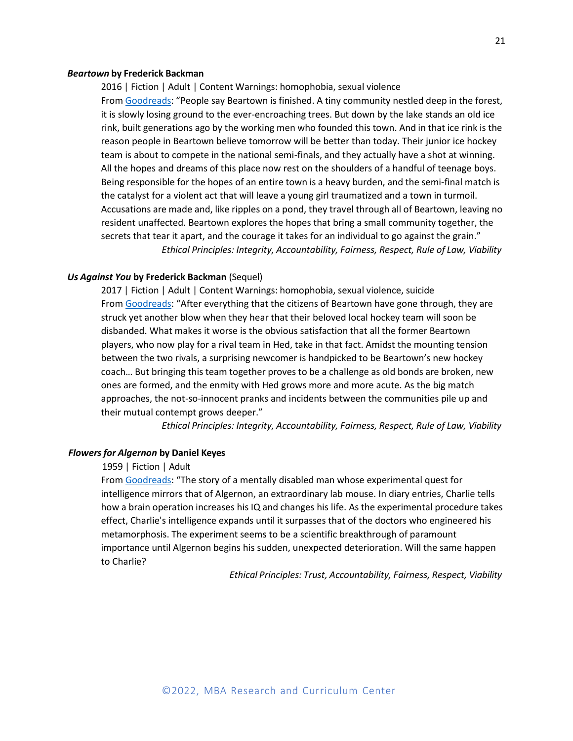***Beartown* by Frederick Backman**

2016 | Fiction | Adult | Content Warnings: homophobia, sexual violence

From Goodreads: "People say Beartown is finished. A tiny community nestled deep in the forest, it is slowly losing ground to the ever-encroaching trees. But down by the lake stands an old ice rink, built generations ago by the working men who founded this town. And in that ice rink is the reason people in Beartown believe tomorrow will be better than today. Their junior ice hockey team is about to compete in the national semi-finals, and they actually have a shot at winning. All the hopes and dreams of this place now rest on the shoulders of a handful of teenage boys. Being responsible for the hopes of an entire town is a heavy burden, and the semi-final match is the catalyst for a violent act that will leave a young girl traumatized and a town in turmoil. Accusations are made and, like ripples on a pond, they travel through all of Beartown, leaving no resident unaffected. Beartown explores the hopes that bring a small community together, the secrets that tear it apart, and the courage it takes for an individual to go against the grain."

*Ethical Principles: Integrity, Accountability, Fairness, Respect, Rule of Law, Viability*

***Us Against You* by Frederick Backman** (Sequel)

2017 | Fiction | Adult | Content Warnings: homophobia, sexual violence, suicide

From Goodreads: "After everything that the citizens of Beartown have gone through, they are struck yet another blow when they hear that their beloved local hockey team will soon be disbanded. What makes it worse is the obvious satisfaction that all the former Beartown players, who now play for a rival team in Hed, take in that fact. Amidst the mounting tension between the two rivals, a surprising newcomer is handpicked to be Beartown's new hockey coach… But bringing this team together proves to be a challenge as old bonds are broken, new ones are formed, and the enmity with Hed grows more and more acute. As the big match approaches, the not-so-innocent pranks and incidents between the communities pile up and their mutual contempt grows deeper."

*Ethical Principles: Integrity, Accountability, Fairness, Respect, Rule of Law, Viability*

***Flowers for Algernon* by Daniel Keyes**

1959 | Fiction | Adult

From Goodreads: "The story of a mentally disabled man whose experimental quest for intelligence mirrors that of Algernon, an extraordinary lab mouse. In diary entries, Charlie tells how a brain operation increases his IQ and changes his life. As the experimental procedure takes effect, Charlie's intelligence expands until it surpasses that of the doctors who engineered his metamorphosis. The experiment seems to be a scientific breakthrough of paramount importance until Algernon begins his sudden, unexpected deterioration. Will the same happen to Charlie?

*Ethical Principles: Trust, Accountability, Fairness, Respect, Viability*

©2022, MBA Research and Curriculum Center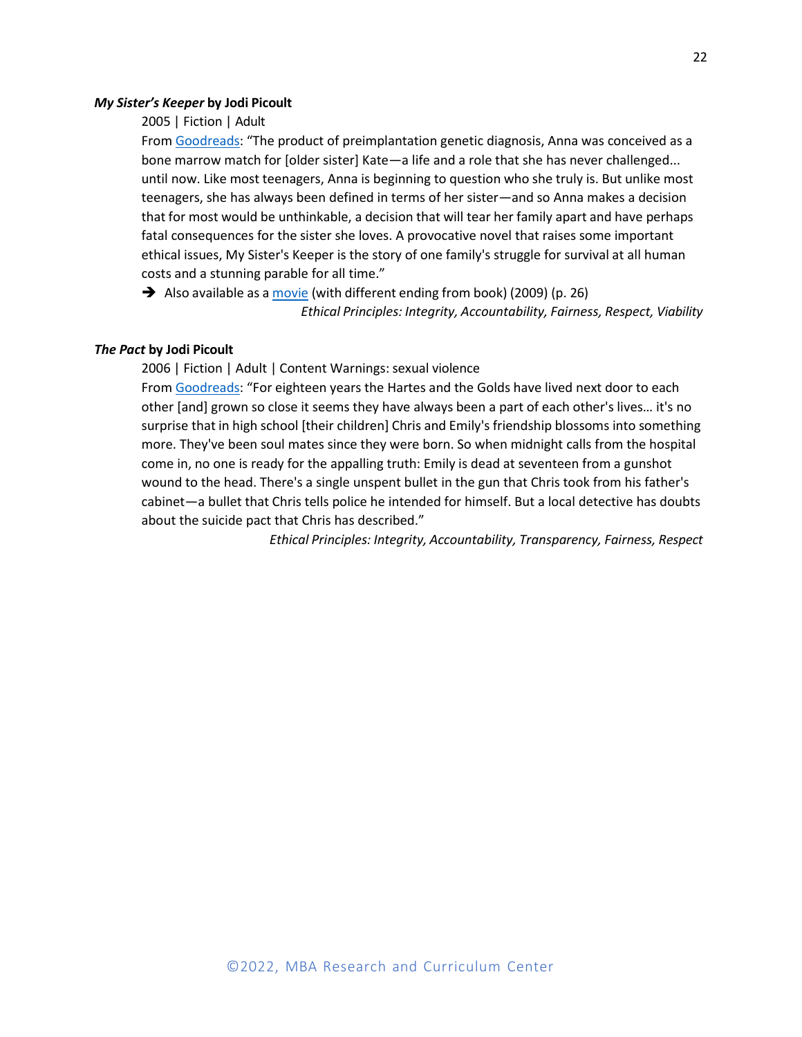***My Sister's Keeper* by Jodi Picoult**

2005 | Fiction | Adult

From Goodreads: "The product of preimplantation genetic diagnosis, Anna was conceived as a bone marrow match for [older sister] Kate—a life and a role that she has never challenged... until now. Like most teenagers, Anna is beginning to question who she truly is. But unlike most teenagers, she has always been defined in terms of her sister—and so Anna makes a decision that for most would be unthinkable, a decision that will tear her family apart and have perhaps fatal consequences for the sister she loves. A provocative novel that raises some important ethical issues, My Sister's Keeper is the story of one family's struggle for survival at all human costs and a stunning parable for all time."

➔ Also available as a movie (with different ending from book) (2009) (p. 26)

*Ethical Principles: Integrity, Accountability, Fairness, Respect, Viability*

***The Pact* by Jodi Picoult**

2006 | Fiction | Adult | Content Warnings: sexual violence

From Goodreads: "For eighteen years the Hartes and the Golds have lived next door to each other [and] grown so close it seems they have always been a part of each other's lives… it's no surprise that in high school [their children] Chris and Emily's friendship blossoms into something more. They've been soul mates since they were born. So when midnight calls from the hospital come in, no one is ready for the appalling truth: Emily is dead at seventeen from a gunshot wound to the head. There's a single unspent bullet in the gun that Chris took from his father's cabinet—a bullet that Chris tells police he intended for himself. But a local detective has doubts about the suicide pact that Chris has described."

*Ethical Principles: Integrity, Accountability, Transparency, Fairness, Respect*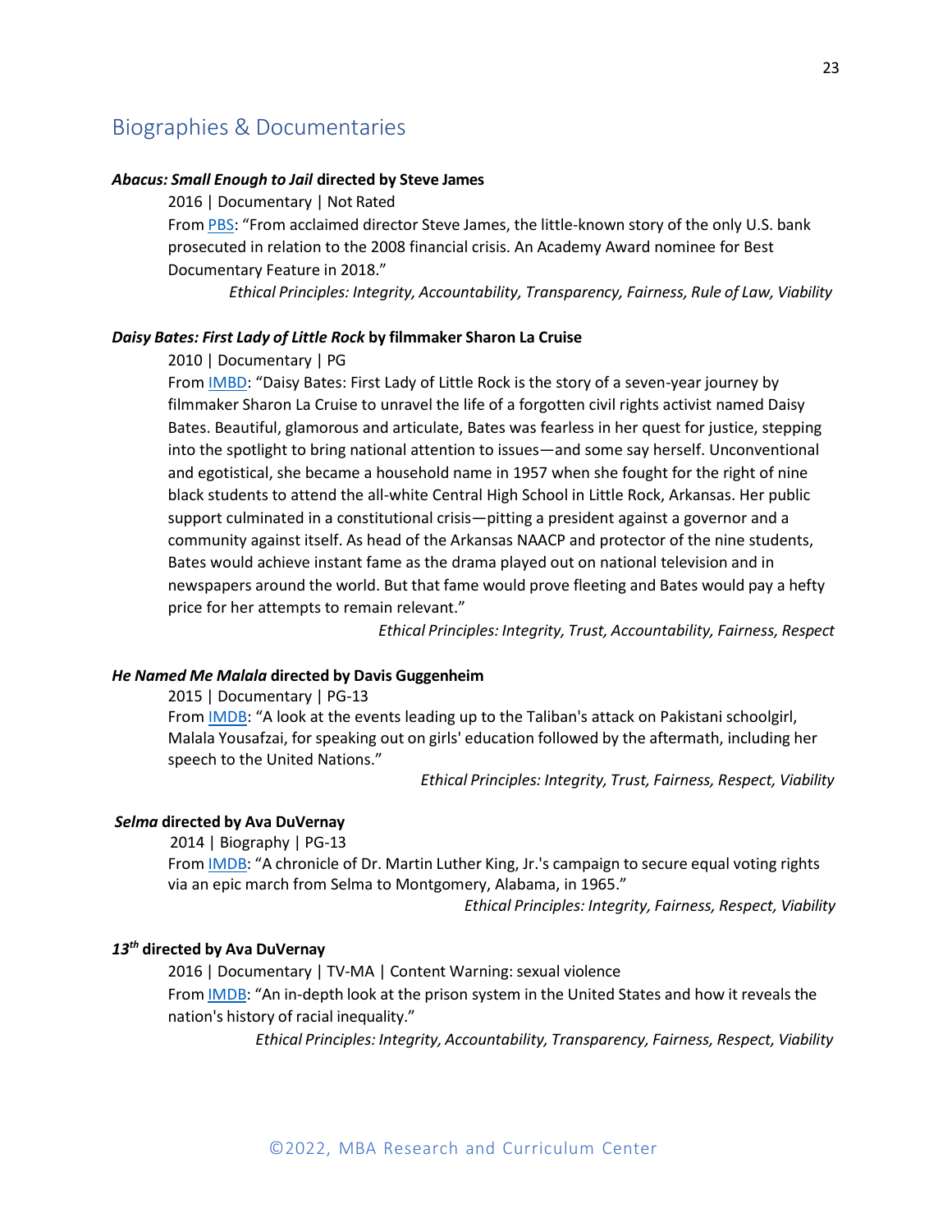## Biographies & Documentaries

***Abacus: Small Enough to Jail* directed by Steve James**

2016 | Documentary | Not Rated

From PBS: "From acclaimed director Steve James, the little-known story of the only U.S. bank prosecuted in relation to the 2008 financial crisis. An Academy Award nominee for Best Documentary Feature in 2018."

*Ethical Principles: Integrity, Accountability, Transparency, Fairness, Rule of Law, Viability*

***Daisy Bates: First Lady of Little Rock* by filmmaker Sharon La Cruise**

2010 | Documentary | PG

From IMBD: "Daisy Bates: First Lady of Little Rock is the story of a seven-year journey by filmmaker Sharon La Cruise to unravel the life of a forgotten civil rights activist named Daisy Bates. Beautiful, glamorous and articulate, Bates was fearless in her quest for justice, stepping into the spotlight to bring national attention to issues—and some say herself. Unconventional and egotistical, she became a household name in 1957 when she fought for the right of nine black students to attend the all-white Central High School in Little Rock, Arkansas. Her public support culminated in a constitutional crisis—pitting a president against a governor and a community against itself. As head of the Arkansas NAACP and protector of the nine students, Bates would achieve instant fame as the drama played out on national television and in newspapers around the world. But that fame would prove fleeting and Bates would pay a hefty price for her attempts to remain relevant."

*Ethical Principles: Integrity, Trust, Accountability, Fairness, Respect*

***He Named Me Malala* directed by Davis Guggenheim**

2015 | Documentary | PG-13

From IMDB: "A look at the events leading up to the Taliban's attack on Pakistani schoolgirl, Malala Yousafzai, for speaking out on girls' education followed by the aftermath, including her speech to the United Nations."

*Ethical Principles: Integrity, Trust, Fairness, Respect, Viability*

***Selma* directed by Ava DuVernay**

2014 | Biography | PG-13

From IMDB: "A chronicle of Dr. Martin Luther King, Jr.'s campaign to secure equal voting rights via an epic march from Selma to Montgomery, Alabama, in 1965."

*Ethical Principles: Integrity, Fairness, Respect, Viability*

***13th* directed by Ava DuVernay**

2016 | Documentary | TV-MA | Content Warning: sexual violence

From IMDB: "An in-depth look at the prison system in the United States and how it reveals the nation's history of racial inequality."

*Ethical Principles: Integrity, Accountability, Transparency, Fairness, Respect, Viability*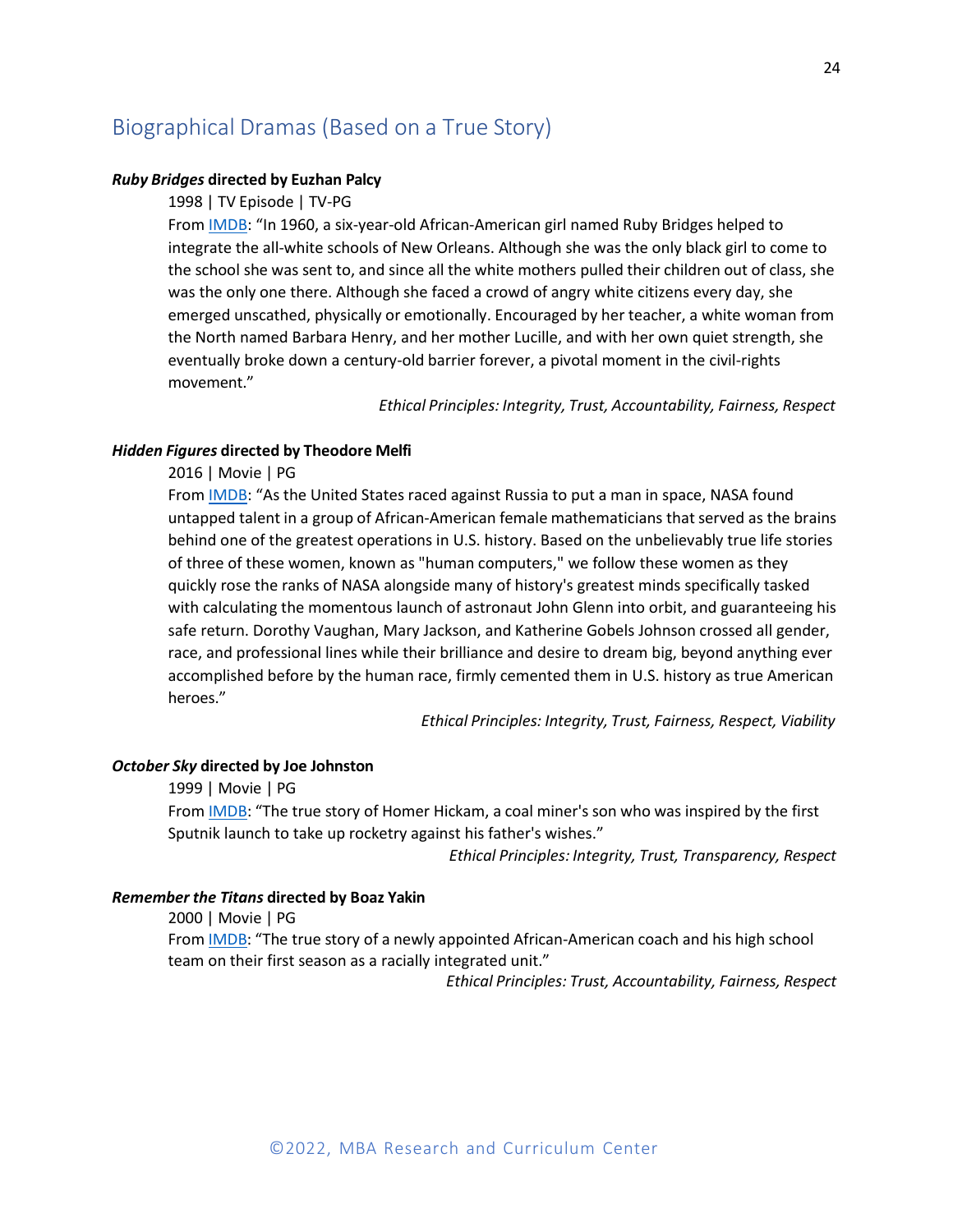## Biographical Dramas (Based on a True Story)

***Ruby Bridges* directed by Euzhan Palcy**

1998 | TV Episode | TV-PG

From IMDB: "In 1960, a six-year-old African-American girl named Ruby Bridges helped to integrate the all-white schools of New Orleans. Although she was the only black girl to come to the school she was sent to, and since all the white mothers pulled their children out of class, she was the only one there. Although she faced a crowd of angry white citizens every day, she emerged unscathed, physically or emotionally. Encouraged by her teacher, a white woman from the North named Barbara Henry, and her mother Lucille, and with her own quiet strength, she eventually broke down a century-old barrier forever, a pivotal moment in the civil-rights movement."

*Ethical Principles: Integrity, Trust, Accountability, Fairness, Respect*

***Hidden Figures* directed by Theodore Melfi**

2016 | Movie | PG

From IMDB: "As the United States raced against Russia to put a man in space, NASA found untapped talent in a group of African-American female mathematicians that served as the brains behind one of the greatest operations in U.S. history. Based on the unbelievably true life stories of three of these women, known as "human computers," we follow these women as they quickly rose the ranks of NASA alongside many of history's greatest minds specifically tasked with calculating the momentous launch of astronaut John Glenn into orbit, and guaranteeing his safe return. Dorothy Vaughan, Mary Jackson, and Katherine Gobels Johnson crossed all gender, race, and professional lines while their brilliance and desire to dream big, beyond anything ever accomplished before by the human race, firmly cemented them in U.S. history as true American heroes."

*Ethical Principles: Integrity, Trust, Fairness, Respect, Viability*

***October Sky* directed by Joe Johnston**

1999 | Movie | PG

From IMDB: "The true story of Homer Hickam, a coal miner's son who was inspired by the first Sputnik launch to take up rocketry against his father's wishes."

*Ethical Principles: Integrity, Trust, Transparency, Respect*

***Remember the Titans* directed by Boaz Yakin**

2000 | Movie | PG

From IMDB: "The true story of a newly appointed African-American coach and his high school team on their first season as a racially integrated unit."

*Ethical Principles: Trust, Accountability, Fairness, Respect*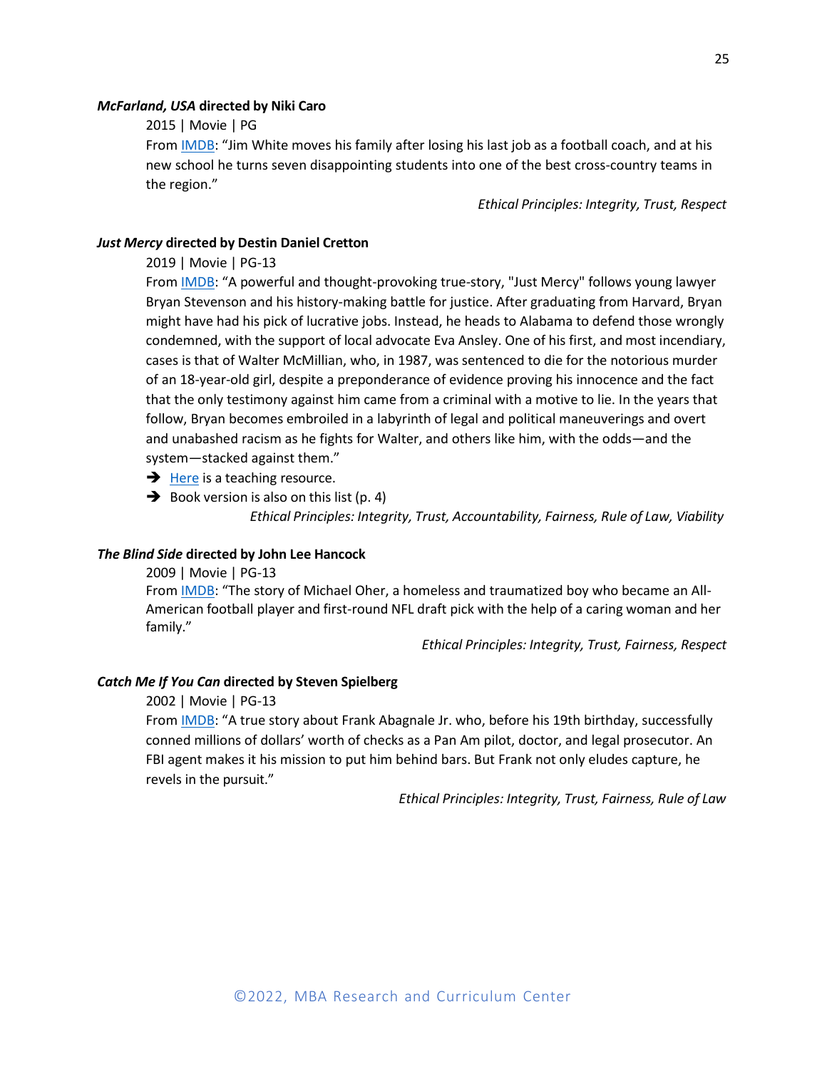***McFarland, USA* directed by Niki Caro**

2015 | Movie | PG

From IMDB: "Jim White moves his family after losing his last job as a football coach, and at his new school he turns seven disappointing students into one of the best cross-country teams in the region."

*Ethical Principles: Integrity, Trust, Respect*

***Just Mercy* directed by Destin Daniel Cretton**

2019 | Movie | PG-13

From IMDB: "A powerful and thought-provoking true-story, "Just Mercy" follows young lawyer Bryan Stevenson and his history-making battle for justice. After graduating from Harvard, Bryan might have had his pick of lucrative jobs. Instead, he heads to Alabama to defend those wrongly condemned, with the support of local advocate Eva Ansley. One of his first, and most incendiary, cases is that of Walter McMillian, who, in 1987, was sentenced to die for the notorious murder of an 18-year-old girl, despite a preponderance of evidence proving his innocence and the fact that the only testimony against him came from a criminal with a motive to lie. In the years that follow, Bryan becomes embroiled in a labyrinth of legal and political maneuverings and overt and unabashed racism as he fights for Walter, and others like him, with the odds—and the system—stacked against them."

- ➔ Here is a teaching resource.
- ➔ Book version is also on this list (p. 4)

*Ethical Principles: Integrity, Trust, Accountability, Fairness, Rule of Law, Viability*

***The Blind Side* directed by John Lee Hancock**

2009 | Movie | PG-13

From IMDB: "The story of Michael Oher, a homeless and traumatized boy who became an All-American football player and first-round NFL draft pick with the help of a caring woman and her family."

*Ethical Principles: Integrity, Trust, Fairness, Respect*

***Catch Me If You Can* directed by Steven Spielberg**

2002 | Movie | PG-13

From IMDB: "A true story about Frank Abagnale Jr. who, before his 19th birthday, successfully conned millions of dollars' worth of checks as a Pan Am pilot, doctor, and legal prosecutor. An FBI agent makes it his mission to put him behind bars. But Frank not only eludes capture, he revels in the pursuit."

*Ethical Principles: Integrity, Trust, Fairness, Rule of Law*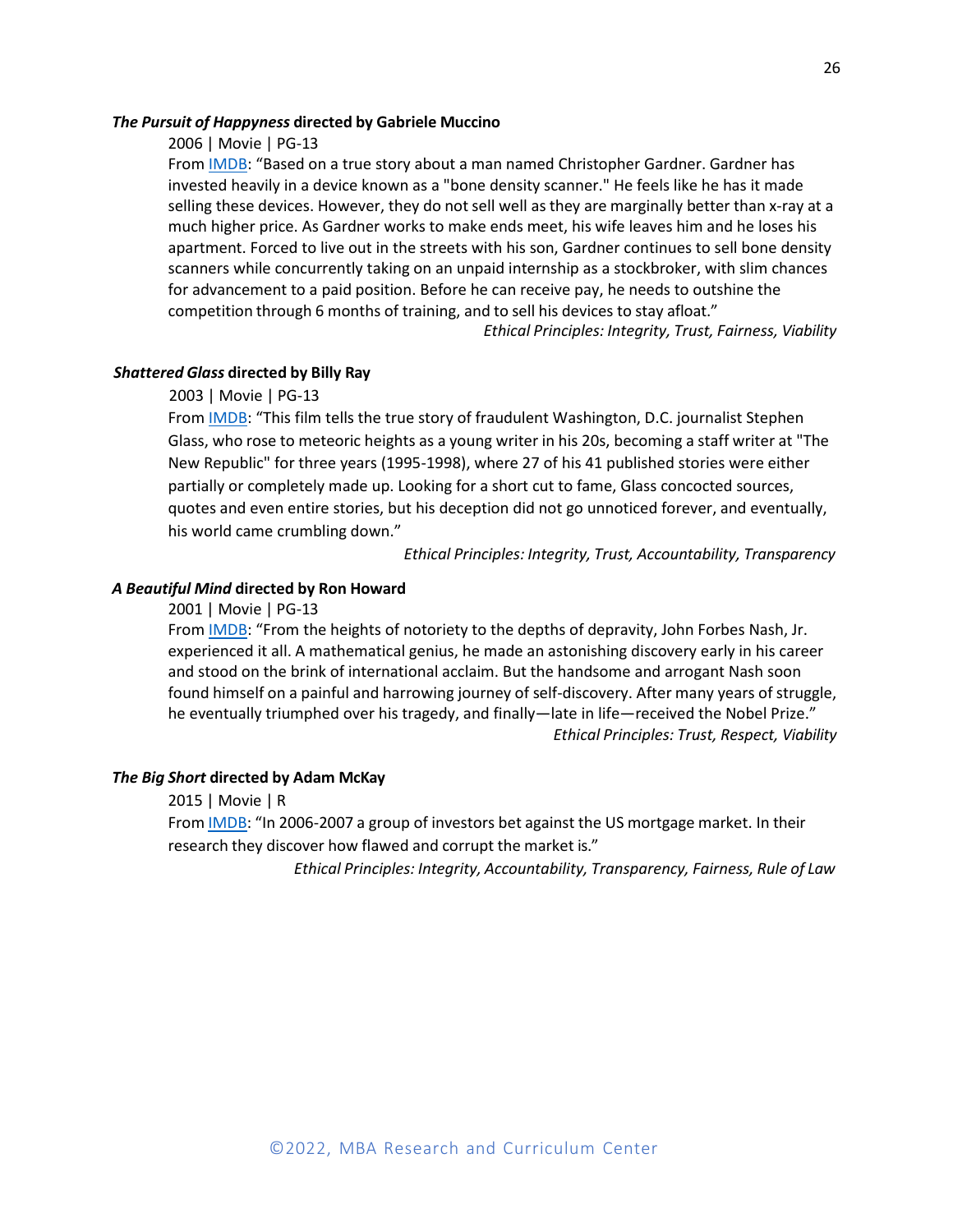***The Pursuit of Happyness*** **directed by Gabriele Muccino**

2006 | Movie | PG-13

From [IMDB](): "Based on a true story about a man named Christopher Gardner. Gardner has invested heavily in a device known as a "bone density scanner." He feels like he has it made selling these devices. However, they do not sell well as they are marginally better than x-ray at a much higher price. As Gardner works to make ends meet, his wife leaves him and he loses his apartment. Forced to live out in the streets with his son, Gardner continues to sell bone density scanners while concurrently taking on an unpaid internship as a stockbroker, with slim chances for advancement to a paid position. Before he can receive pay, he needs to outshine the competition through 6 months of training, and to sell his devices to stay afloat."

*Ethical Principles: Integrity, Trust, Fairness, Viability*

***Shattered Glass*** **directed by Billy Ray**

2003 | Movie | PG-13

From [IMDB](): "This film tells the true story of fraudulent Washington, D.C. journalist Stephen Glass, who rose to meteoric heights as a young writer in his 20s, becoming a staff writer at "The New Republic" for three years (1995-1998), where 27 of his 41 published stories were either partially or completely made up. Looking for a short cut to fame, Glass concocted sources, quotes and even entire stories, but his deception did not go unnoticed forever, and eventually, his world came crumbling down."

*Ethical Principles: Integrity, Trust, Accountability, Transparency*

***A Beautiful Mind*** **directed by Ron Howard**

2001 | Movie | PG-13

From [IMDB](): "From the heights of notoriety to the depths of depravity, John Forbes Nash, Jr. experienced it all. A mathematical genius, he made an astonishing discovery early in his career and stood on the brink of international acclaim. But the handsome and arrogant Nash soon found himself on a painful and harrowing journey of self-discovery. After many years of struggle, he eventually triumphed over his tragedy, and finally—late in life—received the Nobel Prize."

*Ethical Principles: Trust, Respect, Viability*

***The Big Short*** **directed by Adam McKay**

2015 | Movie | R

From [IMDB](): "In 2006-2007 a group of investors bet against the US mortgage market. In their research they discover how flawed and corrupt the market is."

*Ethical Principles: Integrity, Accountability, Transparency, Fairness, Rule of Law*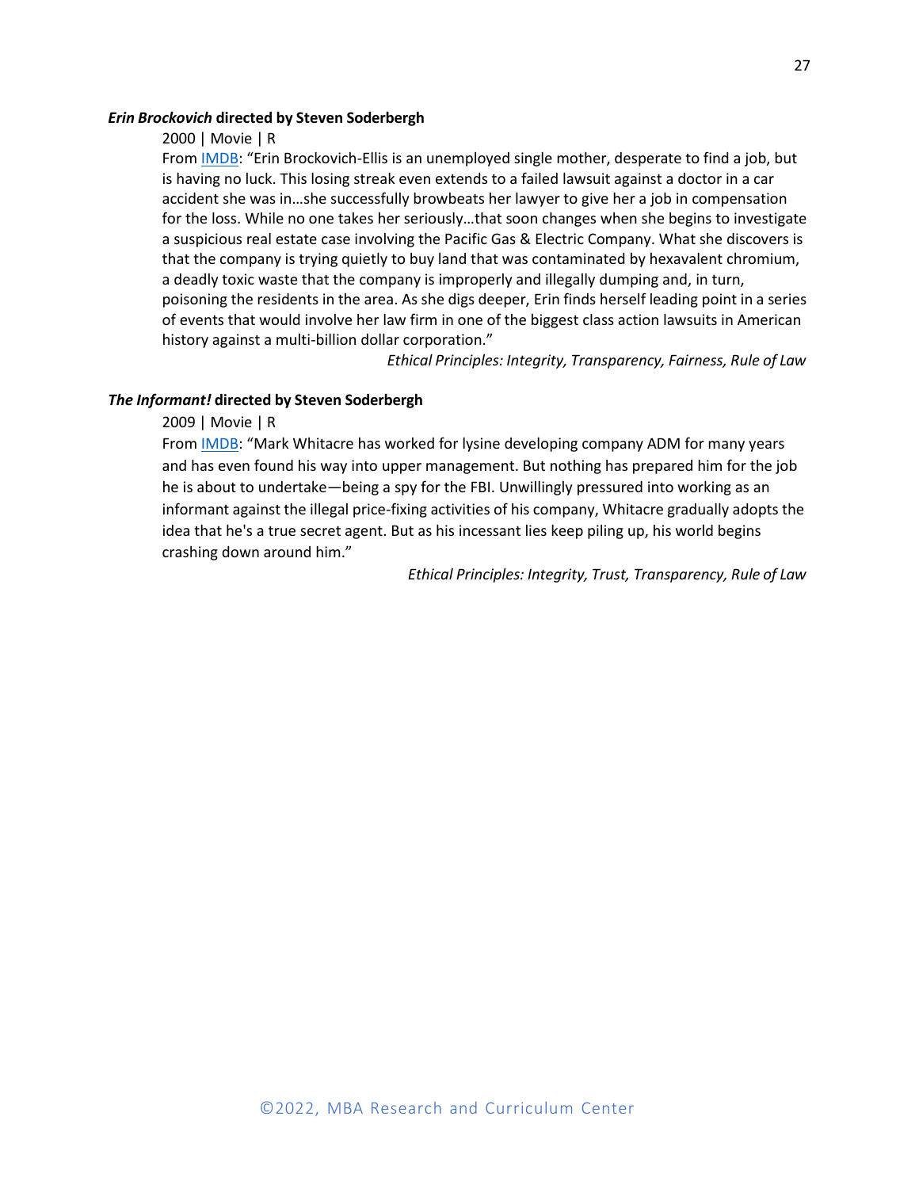***Erin Brockovich*** **directed by Steven Soderbergh**

2000 | Movie | R

From [IMDB](IMDB): "Erin Brockovich-Ellis is an unemployed single mother, desperate to find a job, but is having no luck. This losing streak even extends to a failed lawsuit against a doctor in a car accident she was in…she successfully browbeats her lawyer to give her a job in compensation for the loss. While no one takes her seriously…that soon changes when she begins to investigate a suspicious real estate case involving the Pacific Gas & Electric Company. What she discovers is that the company is trying quietly to buy land that was contaminated by hexavalent chromium, a deadly toxic waste that the company is improperly and illegally dumping and, in turn, poisoning the residents in the area. As she digs deeper, Erin finds herself leading point in a series of events that would involve her law firm in one of the biggest class action lawsuits in American history against a multi-billion dollar corporation."

*Ethical Principles: Integrity, Transparency, Fairness, Rule of Law*

***The Informant!*** **directed by Steven Soderbergh**

2009 | Movie | R

From [IMDB](IMDB): "Mark Whitacre has worked for lysine developing company ADM for many years and has even found his way into upper management. But nothing has prepared him for the job he is about to undertake—being a spy for the FBI. Unwillingly pressured into working as an informant against the illegal price-fixing activities of his company, Whitacre gradually adopts the idea that he's a true secret agent. But as his incessant lies keep piling up, his world begins crashing down around him."

*Ethical Principles: Integrity, Trust, Transparency, Rule of Law*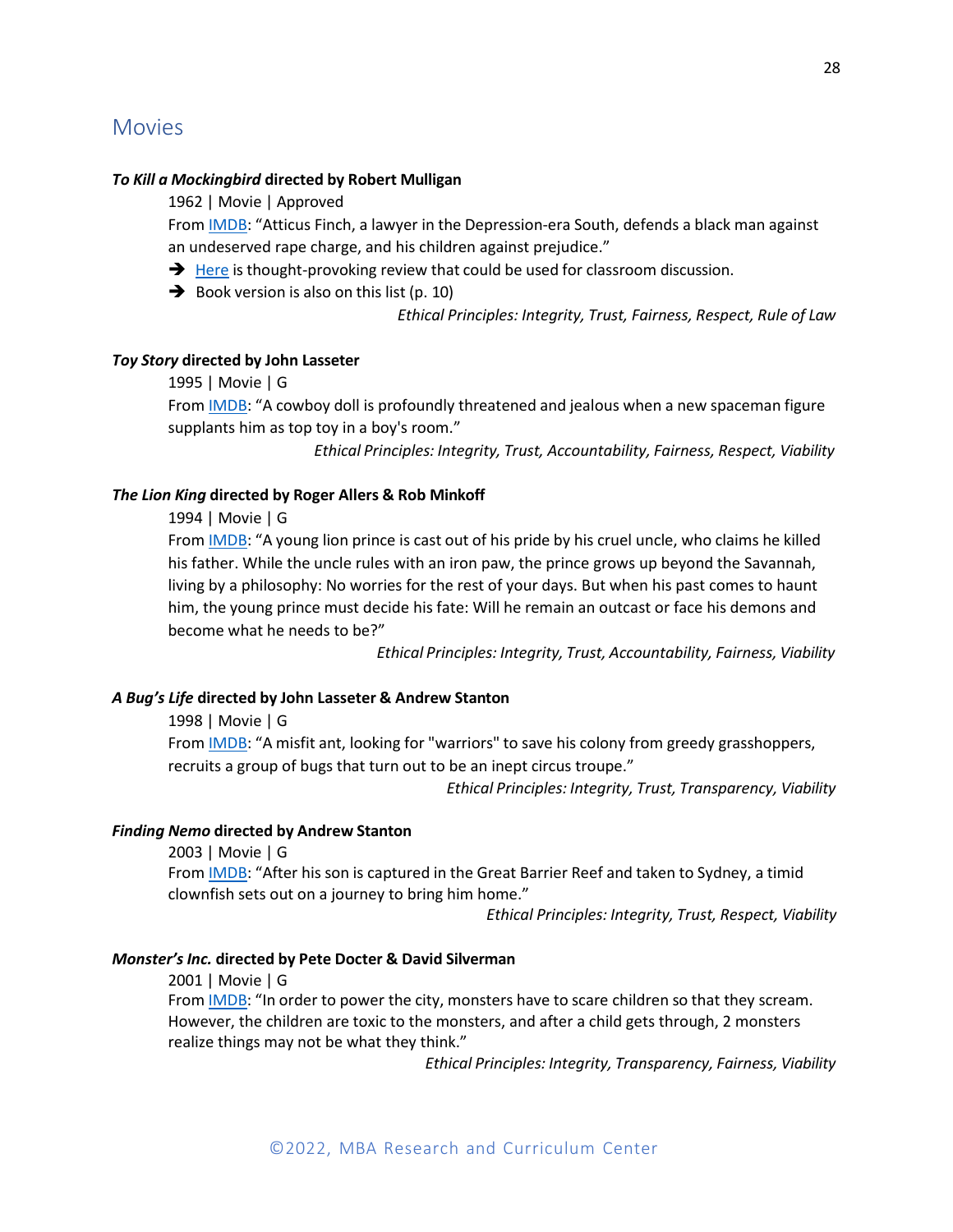## Movies

***To Kill a Mockingbird*** **directed by Robert Mulligan**

1962 | Movie | Approved

From IMDB: "Atticus Finch, a lawyer in the Depression-era South, defends a black man against an undeserved rape charge, and his children against prejudice."

- ➔ Here is thought-provoking review that could be used for classroom discussion.
- ➔ Book version is also on this list (p. 10)

*Ethical Principles: Integrity, Trust, Fairness, Respect, Rule of Law*

***Toy Story*** **directed by John Lasseter**

1995 | Movie | G

From IMDB: "A cowboy doll is profoundly threatened and jealous when a new spaceman figure supplants him as top toy in a boy's room."

*Ethical Principles: Integrity, Trust, Accountability, Fairness, Respect, Viability*

***The Lion King*** **directed by Roger Allers & Rob Minkoff**

1994 | Movie | G

From IMDB: "A young lion prince is cast out of his pride by his cruel uncle, who claims he killed his father. While the uncle rules with an iron paw, the prince grows up beyond the Savannah, living by a philosophy: No worries for the rest of your days. But when his past comes to haunt him, the young prince must decide his fate: Will he remain an outcast or face his demons and become what he needs to be?"

*Ethical Principles: Integrity, Trust, Accountability, Fairness, Viability*

***A Bug's Life*** **directed by John Lasseter & Andrew Stanton**

1998 | Movie | G

From IMDB: "A misfit ant, looking for "warriors" to save his colony from greedy grasshoppers, recruits a group of bugs that turn out to be an inept circus troupe."

*Ethical Principles: Integrity, Trust, Transparency, Viability*

***Finding Nemo*** **directed by Andrew Stanton**

2003 | Movie | G

From IMDB: "After his son is captured in the Great Barrier Reef and taken to Sydney, a timid clownfish sets out on a journey to bring him home."

*Ethical Principles: Integrity, Trust, Respect, Viability*

***Monster's Inc.*** **directed by Pete Docter & David Silverman**

2001 | Movie | G

From IMDB: "In order to power the city, monsters have to scare children so that they scream. However, the children are toxic to the monsters, and after a child gets through, 2 monsters realize things may not be what they think."

*Ethical Principles: Integrity, Transparency, Fairness, Viability*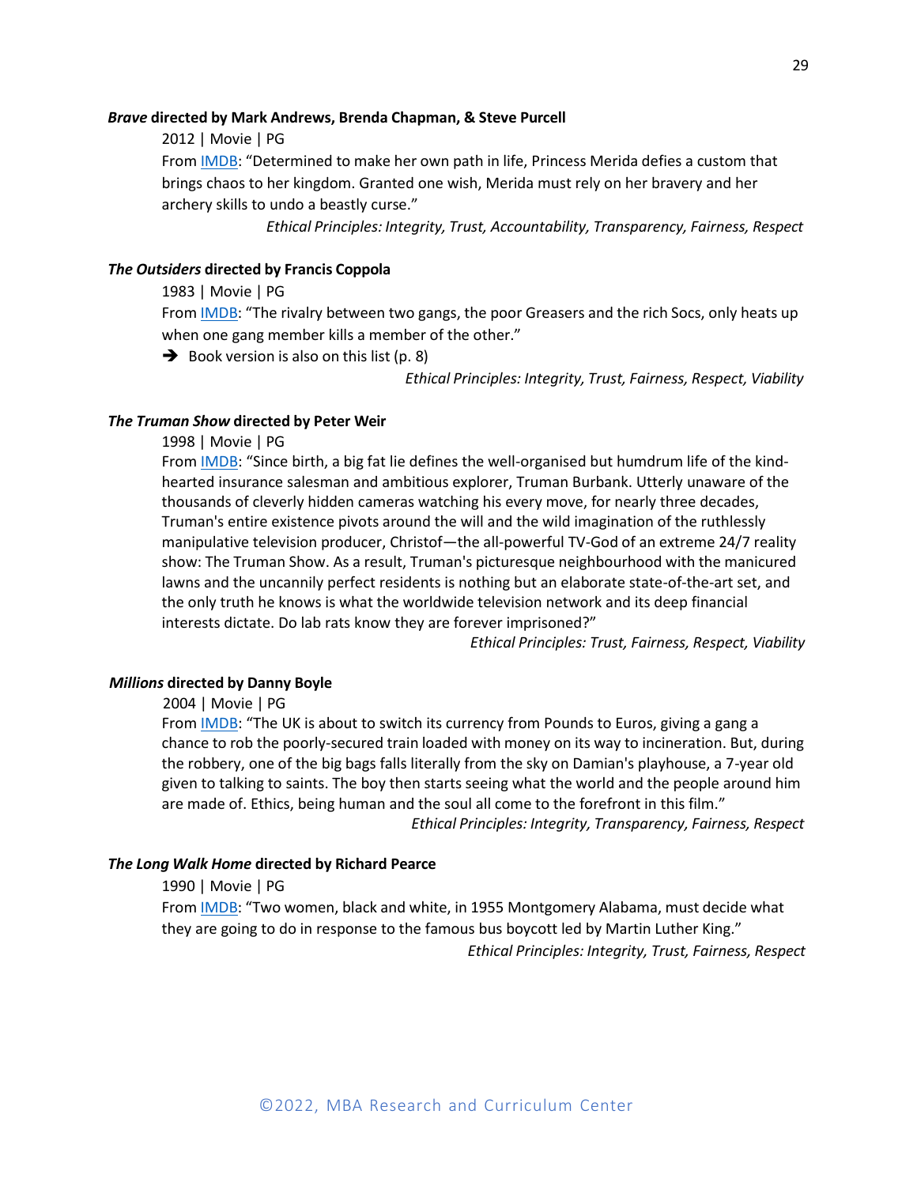***Brave*** **directed by Mark Andrews, Brenda Chapman, & Steve Purcell**

2012 | Movie | PG

From IMDB: "Determined to make her own path in life, Princess Merida defies a custom that brings chaos to her kingdom. Granted one wish, Merida must rely on her bravery and her archery skills to undo a beastly curse."

*Ethical Principles: Integrity, Trust, Accountability, Transparency, Fairness, Respect*

***The Outsiders*** **directed by Francis Coppola**

1983 | Movie | PG

From IMDB: "The rivalry between two gangs, the poor Greasers and the rich Socs, only heats up when one gang member kills a member of the other."

➔ Book version is also on this list (p. 8)

*Ethical Principles: Integrity, Trust, Fairness, Respect, Viability*

***The Truman Show*** **directed by Peter Weir**

1998 | Movie | PG

From IMDB: "Since birth, a big fat lie defines the well-organised but humdrum life of the kind-hearted insurance salesman and ambitious explorer, Truman Burbank. Utterly unaware of the thousands of cleverly hidden cameras watching his every move, for nearly three decades, Truman's entire existence pivots around the will and the wild imagination of the ruthlessly manipulative television producer, Christof—the all-powerful TV-God of an extreme 24/7 reality show: The Truman Show. As a result, Truman's picturesque neighbourhood with the manicured lawns and the uncannily perfect residents is nothing but an elaborate state-of-the-art set, and the only truth he knows is what the worldwide television network and its deep financial interests dictate. Do lab rats know they are forever imprisoned?"

*Ethical Principles: Trust, Fairness, Respect, Viability*

***Millions*** **directed by Danny Boyle**

2004 | Movie | PG

From IMDB: "The UK is about to switch its currency from Pounds to Euros, giving a gang a chance to rob the poorly-secured train loaded with money on its way to incineration. But, during the robbery, one of the big bags falls literally from the sky on Damian's playhouse, a 7-year old given to talking to saints. The boy then starts seeing what the world and the people around him are made of. Ethics, being human and the soul all come to the forefront in this film."

*Ethical Principles: Integrity, Transparency, Fairness, Respect*

***The Long Walk Home*** **directed by Richard Pearce**

1990 | Movie | PG

From IMDB: "Two women, black and white, in 1955 Montgomery Alabama, must decide what they are going to do in response to the famous bus boycott led by Martin Luther King."

*Ethical Principles: Integrity, Trust, Fairness, Respect*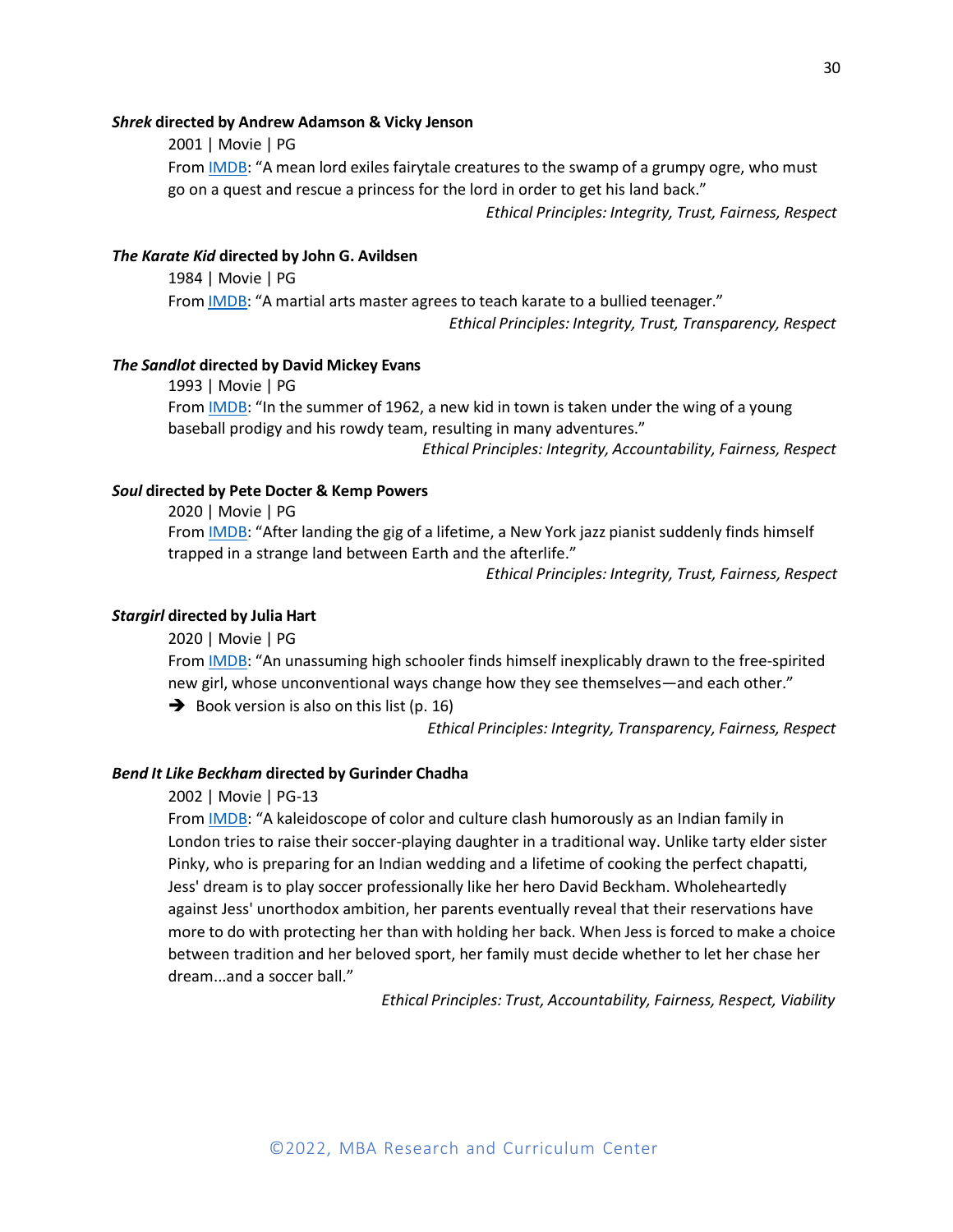***Shrek*** **directed by Andrew Adamson & Vicky Jenson**

2001 | Movie | PG

From IMDB: "A mean lord exiles fairytale creatures to the swamp of a grumpy ogre, who must go on a quest and rescue a princess for the lord in order to get his land back."

*Ethical Principles: Integrity, Trust, Fairness, Respect*

***The Karate Kid*** **directed by John G. Avildsen**

1984 | Movie | PG

From IMDB: "A martial arts master agrees to teach karate to a bullied teenager."

*Ethical Principles: Integrity, Trust, Transparency, Respect*

***The Sandlot*** **directed by David Mickey Evans**

1993 | Movie | PG

From IMDB: "In the summer of 1962, a new kid in town is taken under the wing of a young baseball prodigy and his rowdy team, resulting in many adventures."

*Ethical Principles: Integrity, Accountability, Fairness, Respect*

***Soul*** **directed by Pete Docter & Kemp Powers**

2020 | Movie | PG

From IMDB: "After landing the gig of a lifetime, a New York jazz pianist suddenly finds himself trapped in a strange land between Earth and the afterlife."

*Ethical Principles: Integrity, Trust, Fairness, Respect*

***Stargirl*** **directed by Julia Hart**

2020 | Movie | PG

From IMDB: "An unassuming high schooler finds himself inexplicably drawn to the free-spirited new girl, whose unconventional ways change how they see themselves—and each other."

➔ Book version is also on this list (p. 16)

*Ethical Principles: Integrity, Transparency, Fairness, Respect*

***Bend It Like Beckham*** **directed by Gurinder Chadha**

2002 | Movie | PG-13

From IMDB: "A kaleidoscope of color and culture clash humorously as an Indian family in London tries to raise their soccer-playing daughter in a traditional way. Unlike tarty elder sister Pinky, who is preparing for an Indian wedding and a lifetime of cooking the perfect chapatti, Jess' dream is to play soccer professionally like her hero David Beckham. Wholeheartedly against Jess' unorthodox ambition, her parents eventually reveal that their reservations have more to do with protecting her than with holding her back. When Jess is forced to make a choice between tradition and her beloved sport, her family must decide whether to let her chase her dream...and a soccer ball."

*Ethical Principles: Trust, Accountability, Fairness, Respect, Viability*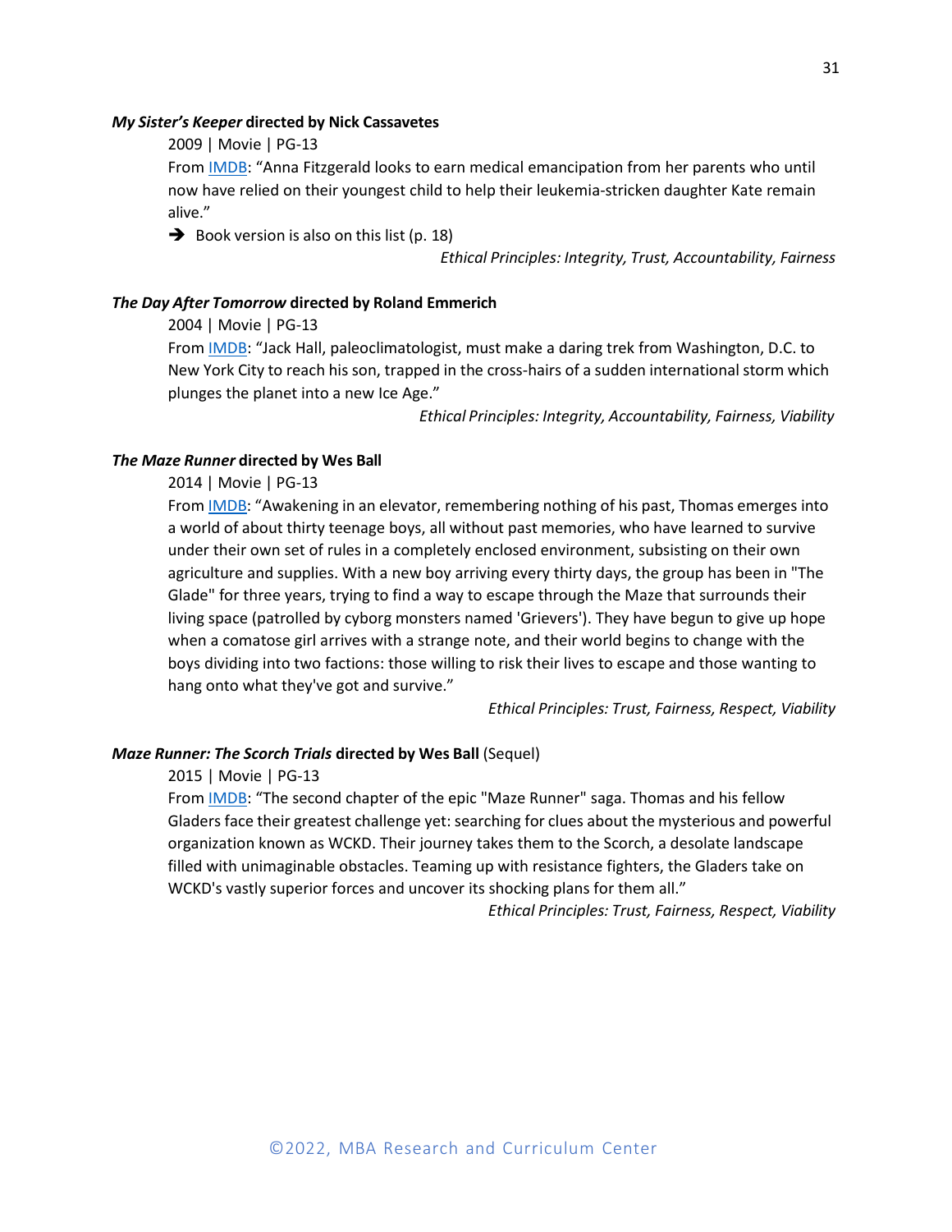***My Sister's Keeper* directed by Nick Cassavetes**

2009 | Movie | PG-13

From IMDB: "Anna Fitzgerald looks to earn medical emancipation from her parents who until now have relied on their youngest child to help their leukemia-stricken daughter Kate remain alive."

➔ Book version is also on this list (p. 18)

*Ethical Principles: Integrity, Trust, Accountability, Fairness*

***The Day After Tomorrow* directed by Roland Emmerich**

2004 | Movie | PG-13

From IMDB: "Jack Hall, paleoclimatologist, must make a daring trek from Washington, D.C. to New York City to reach his son, trapped in the cross-hairs of a sudden international storm which plunges the planet into a new Ice Age."

*Ethical Principles: Integrity, Accountability, Fairness, Viability*

***The Maze Runner* directed by Wes Ball**

2014 | Movie | PG-13

From IMDB: "Awakening in an elevator, remembering nothing of his past, Thomas emerges into a world of about thirty teenage boys, all without past memories, who have learned to survive under their own set of rules in a completely enclosed environment, subsisting on their own agriculture and supplies. With a new boy arriving every thirty days, the group has been in "The Glade" for three years, trying to find a way to escape through the Maze that surrounds their living space (patrolled by cyborg monsters named 'Grievers'). They have begun to give up hope when a comatose girl arrives with a strange note, and their world begins to change with the boys dividing into two factions: those willing to risk their lives to escape and those wanting to hang onto what they've got and survive."

*Ethical Principles: Trust, Fairness, Respect, Viability*

***Maze Runner: The Scorch Trials* directed by Wes Ball** (Sequel)

2015 | Movie | PG-13

From IMDB: "The second chapter of the epic "Maze Runner" saga. Thomas and his fellow Gladers face their greatest challenge yet: searching for clues about the mysterious and powerful organization known as WCKD. Their journey takes them to the Scorch, a desolate landscape filled with unimaginable obstacles. Teaming up with resistance fighters, the Gladers take on WCKD's vastly superior forces and uncover its shocking plans for them all."

*Ethical Principles: Trust, Fairness, Respect, Viability*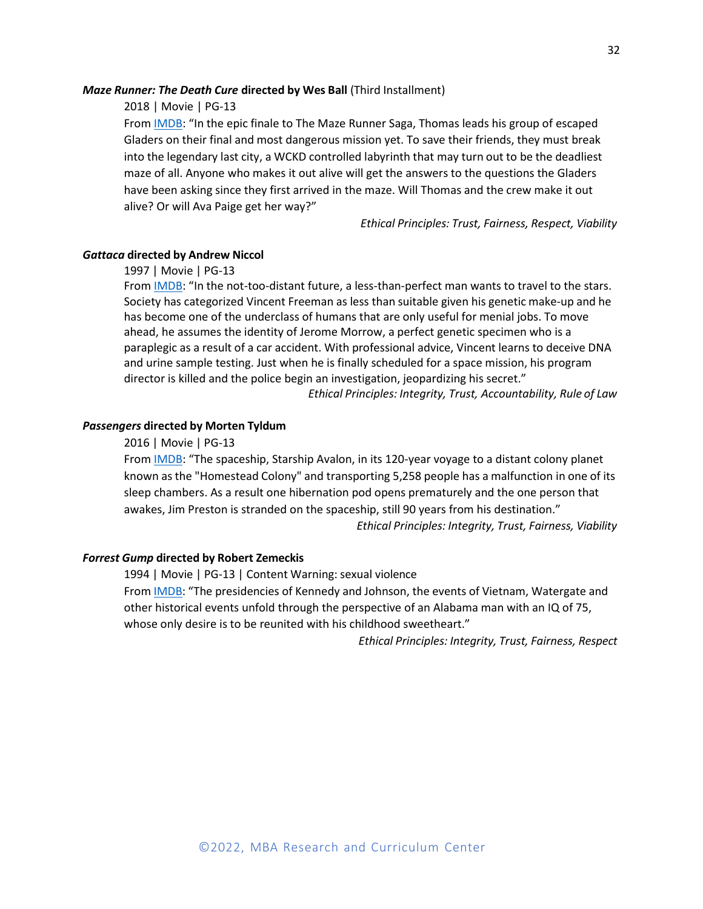***Maze Runner: The Death Cure* directed by Wes Ball** (Third Installment)

2018 | Movie | PG-13

From IMDB: "In the epic finale to The Maze Runner Saga, Thomas leads his group of escaped Gladers on their final and most dangerous mission yet. To save their friends, they must break into the legendary last city, a WCKD controlled labyrinth that may turn out to be the deadliest maze of all. Anyone who makes it out alive will get the answers to the questions the Gladers have been asking since they first arrived in the maze. Will Thomas and the crew make it out alive? Or will Ava Paige get her way?"

*Ethical Principles: Trust, Fairness, Respect, Viability*

***Gattaca* directed by Andrew Niccol**

1997 | Movie | PG-13

From IMDB: "In the not-too-distant future, a less-than-perfect man wants to travel to the stars. Society has categorized Vincent Freeman as less than suitable given his genetic make-up and he has become one of the underclass of humans that are only useful for menial jobs. To move ahead, he assumes the identity of Jerome Morrow, a perfect genetic specimen who is a paraplegic as a result of a car accident. With professional advice, Vincent learns to deceive DNA and urine sample testing. Just when he is finally scheduled for a space mission, his program director is killed and the police begin an investigation, jeopardizing his secret."

*Ethical Principles: Integrity, Trust, Accountability, Rule of Law*

***Passengers* directed by Morten Tyldum**

2016 | Movie | PG-13

From IMDB: "The spaceship, Starship Avalon, in its 120-year voyage to a distant colony planet known as the "Homestead Colony" and transporting 5,258 people has a malfunction in one of its sleep chambers. As a result one hibernation pod opens prematurely and the one person that awakes, Jim Preston is stranded on the spaceship, still 90 years from his destination."

*Ethical Principles: Integrity, Trust, Fairness, Viability*

***Forrest Gump* directed by Robert Zemeckis**

1994 | Movie | PG-13 | Content Warning: sexual violence

From IMDB: "The presidencies of Kennedy and Johnson, the events of Vietnam, Watergate and other historical events unfold through the perspective of an Alabama man with an IQ of 75, whose only desire is to be reunited with his childhood sweetheart."

*Ethical Principles: Integrity, Trust, Fairness, Respect*